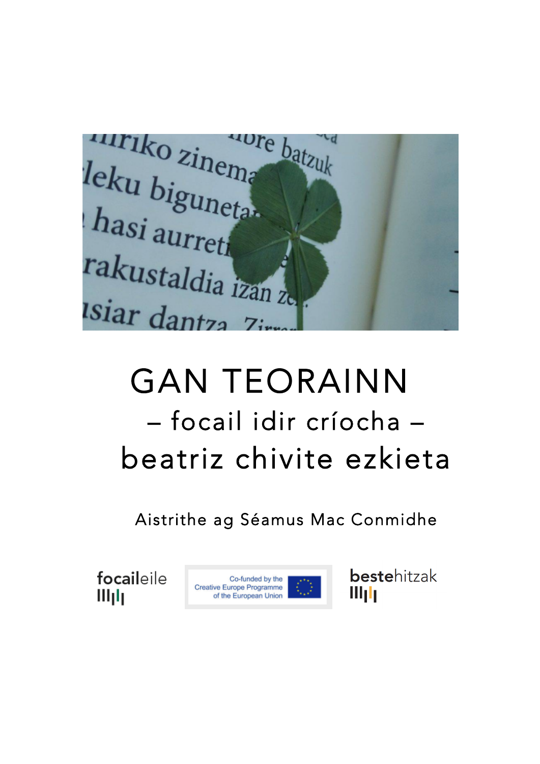# GAN TEORAINN

## – focail idir críocha –

## beatriz chivite ezkieta

Aistrithe ag Séamus Mac Conmidhe

focaileile

Co-funded by the Creative Europe Programme of the European Union

bestehitzak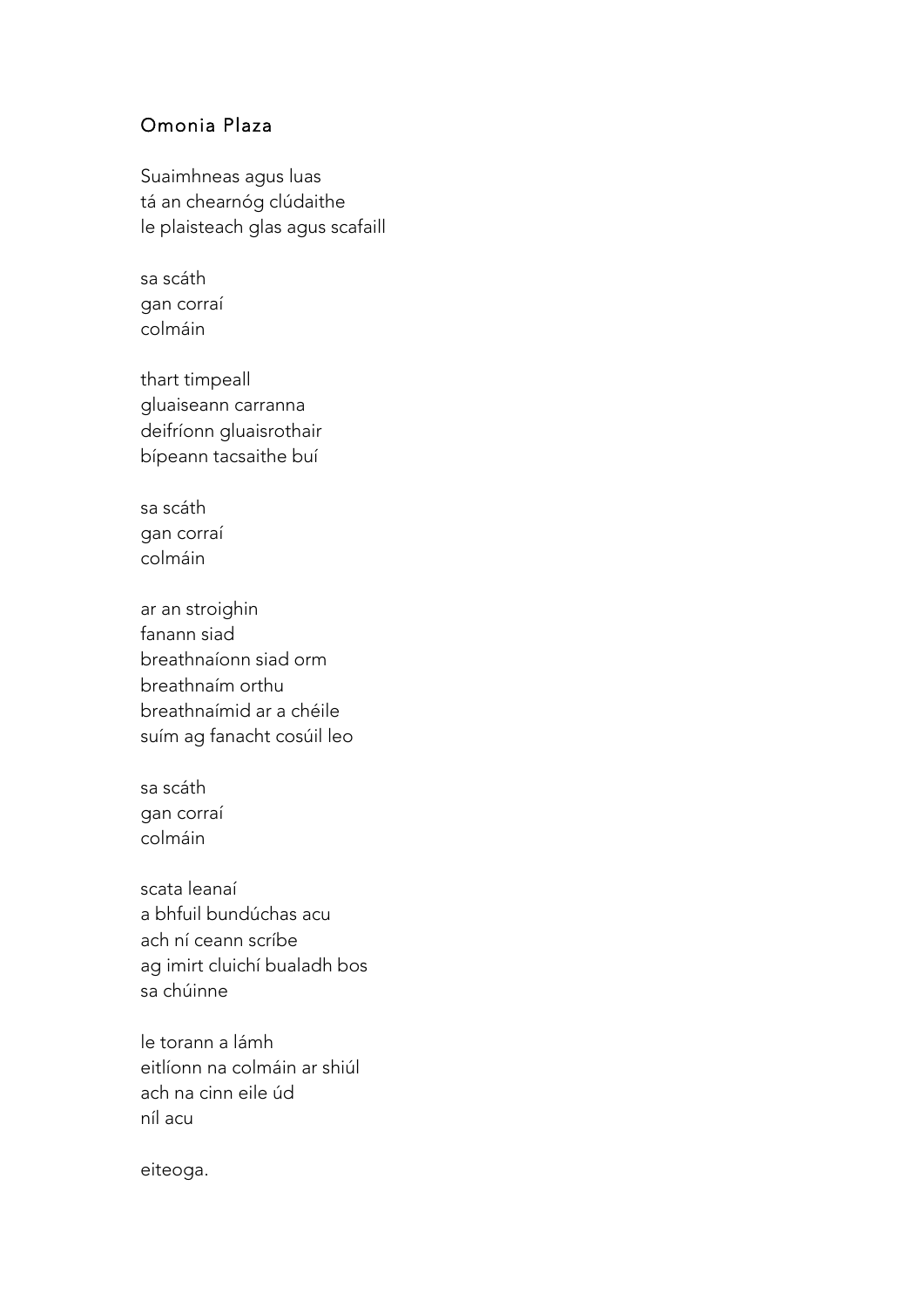## Omonia Plaza

Suaimhneas agus luas
tá an chearnóg clúdaithe
le plaisteach glas agus scafaill

sa scáth
gan corraí
colmáin

thart timpeall
gluaiseann carranna
deifríonn gluaisrothair
bípeann tacsaithe buí

sa scáth
gan corraí
colmáin

ar an stroighin
fanann siad
breathnaíonn siad orm
breathnaím orthu
breathnaímid ar a chéile
suím ag fanacht cosúil leo

sa scáth
gan corraí
colmáin

scata leanaí
a bhfuil bundúchas acu
ach ní ceann scríbe
ag imirt cluichí bualadh bos
sa chúinne

le torann a lámh
eitlíonn na colmáin ar shiúl
ach na cinn eile úd
níl acu

eiteoga.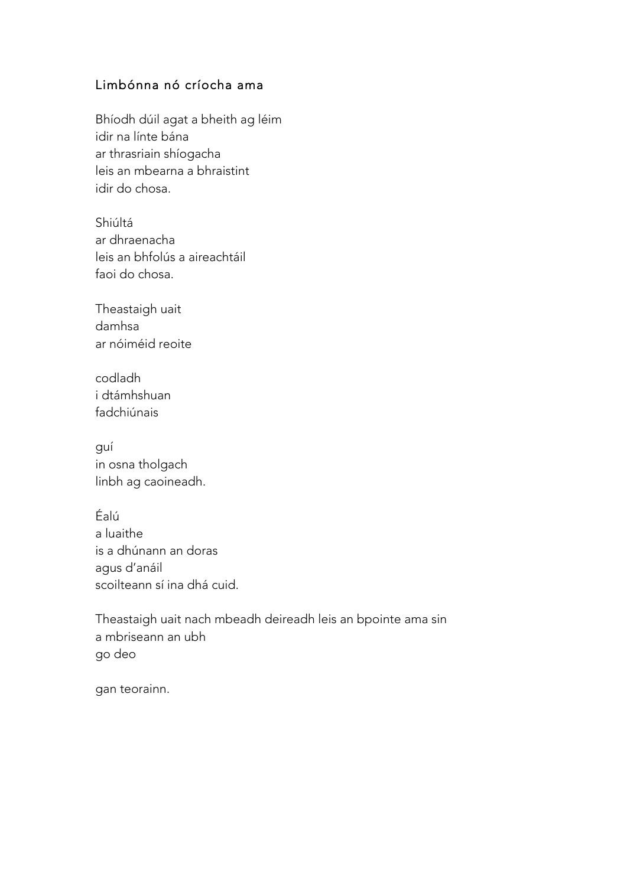## Limbónna nó críocha ama

Bhíodh dúil agat a bheith ag léim
idir na línte bána
ar thrasriain shíogacha
leis an mbearna a bhraistint
idir do chosa.

Shiúltá
ar dhraenacha
leis an bhfolús a aireachtáil
faoi do chosa.

Theastaigh uait
damhsa
ar nóiméid reoite

codladh
i dtámhshuan
fadchiúnais

guí
in osna tholgach
linbh ag caoineadh.

Éalú
a luaithe
is a dhúnann an doras
agus d'anáil
scoilteann sí ina dhá cuid.

Theastaigh uait nach mbeadh deireadh leis an bpointe ama sin
a mbriseann an ubh
go deo

gan teorainn.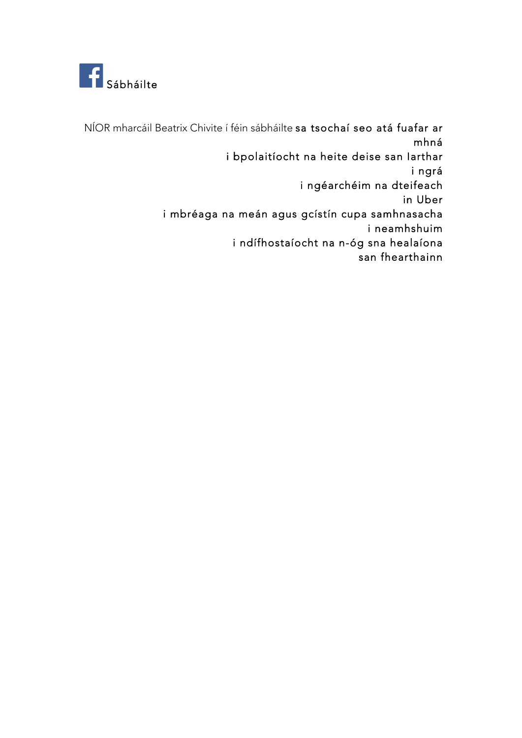Sábháilte

NÍOR mharcáil Beatrix Chivite í féin sábháilte sa tsochaí seo atá fuafar ar
mhná
i bpolaitíocht na heite deise san Iarthar
i ngrá
i ngéarchéim na dteifeach
in Uber
i mbréaga na meán agus gcístín cupa samhnasacha
i neamhshuim
i ndífhostaíocht na n-óg sna healaíona
san fhearthainn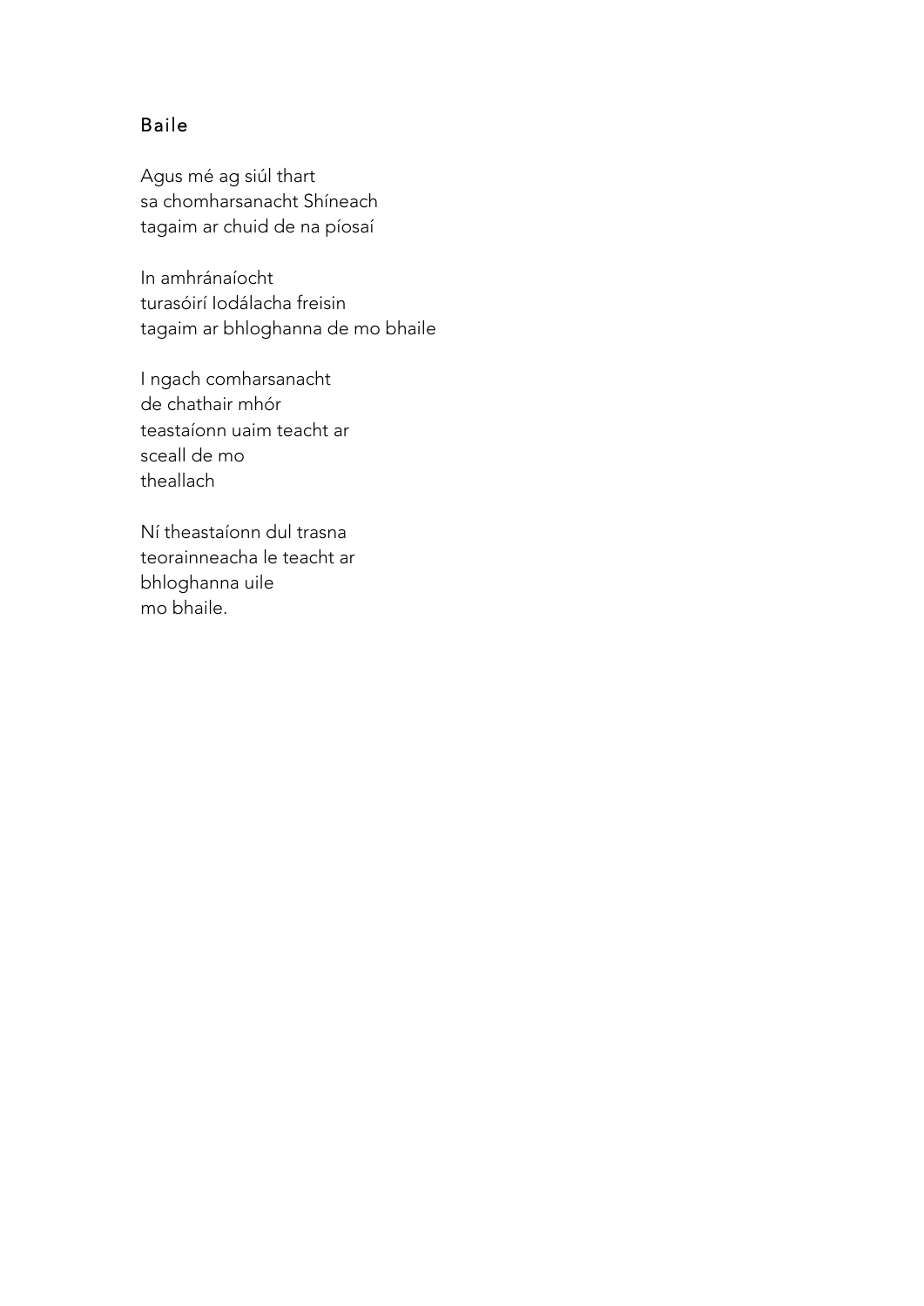## Baile

Agus mé ag siúl thart
sa chomharsanacht Shíneach
tagaim ar chuid de na píosaí

In amhránaíocht
turasóirí Iodálacha freisin
tagaim ar bhloghanna de mo bhaile

I ngach comharsanacht
de chathair mhór
teastaíonn uaim teacht ar
sceall de mo
theallach

Ní theastaíonn dul trasna
teorainneacha le teacht ar
bhloghanna uile
mo bhaile.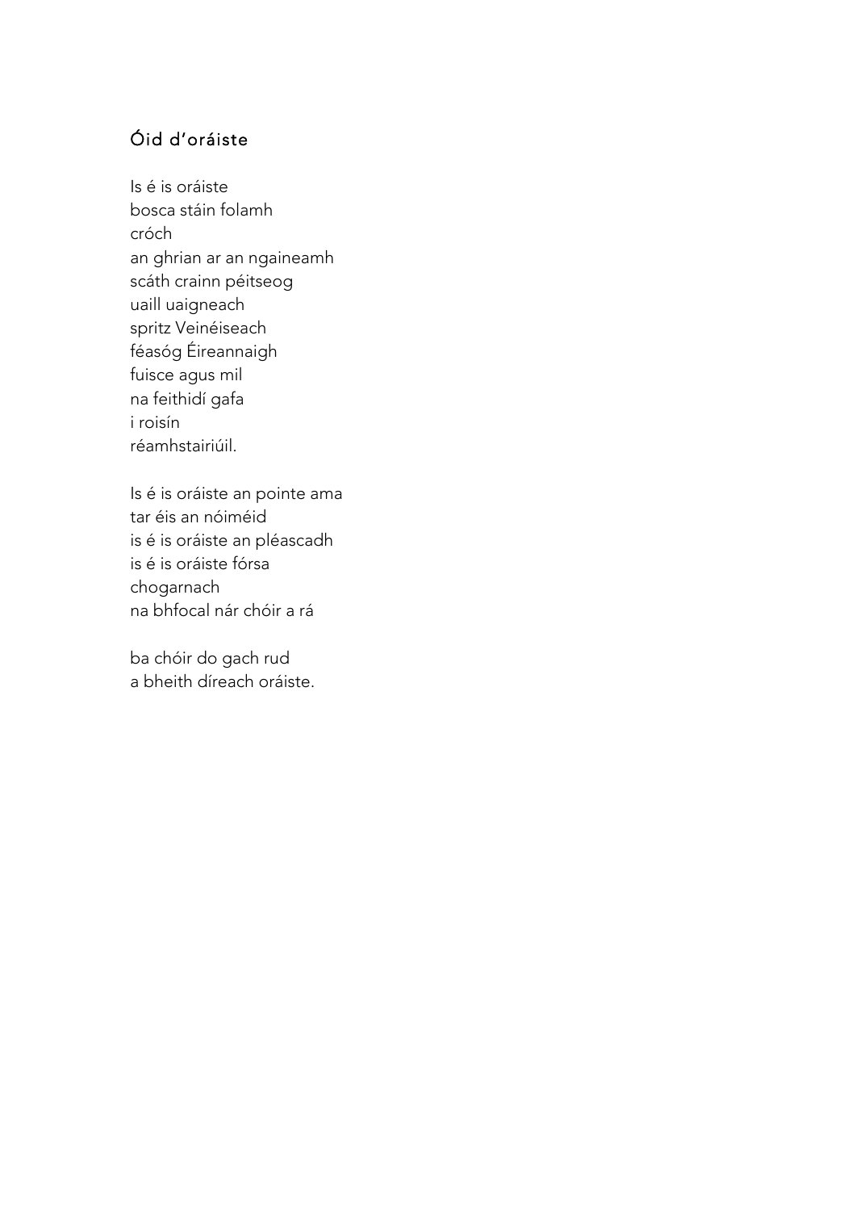## Óid d'oráiste

Is é is oráiste  
bosca stáin folamh  
cróch  
an ghrian ar an ngaineamh  
scáth crainn péitseog  
uaill uaigneach  
spritz Veinéiseach  
féasóg Éireannaigh  
fuisce agus mil  
na feithidí gafa  
i roisín  
réamhstairiúil.

Is é is oráiste an pointe ama  
tar éis an nóiméid  
is é is oráiste an pléascadh  
is é is oráiste fórsa  
chogarnach  
na bhfocal nár chóir a rá

ba chóir do gach rud  
a bheith díreach oráiste.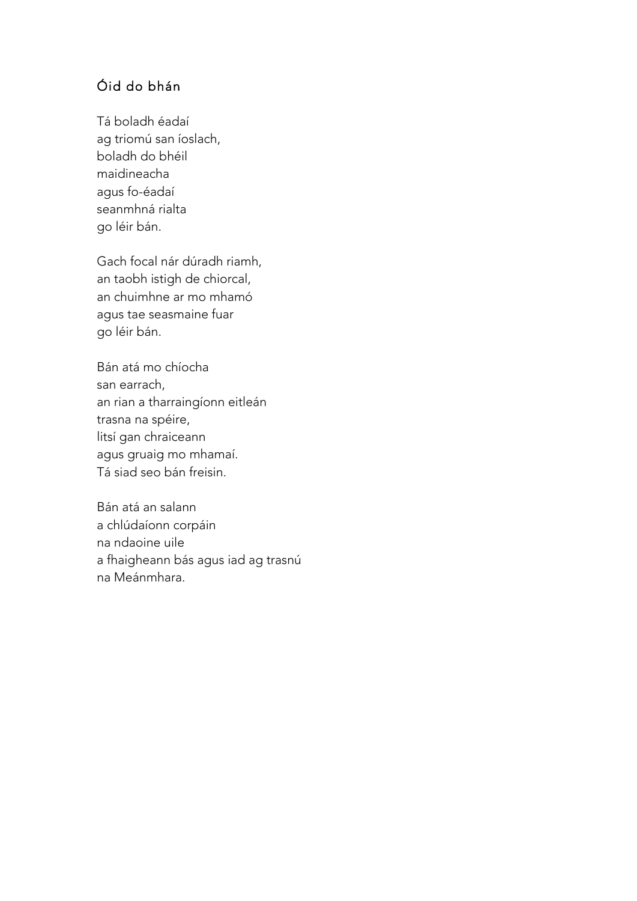## Óid do bhán

Tá boladh éadaí  
ag triomú san íoslach,  
boladh do bhéil  
maidineacha  
agus fo-éadaí  
seanmhná rialta  
go léir bán.

Gach focal nár dúradh riamh,  
an taobh istigh de chiorcal,  
an chuimhne ar mo mhamó  
agus tae seasmaine fuar  
go léir bán.

Bán atá mo chíocha  
san earrach,  
an rian a tharraingíonn eitleán  
trasna na spéire,  
litsí gan chraiceann  
agus gruaig mo mhamaí.  
Tá siad seo bán freisin.

Bán atá an salann  
a chlúdaíonn corpáin  
na ndaoine uile  
a fhaigheann bás agus iad ag trasnú  
na Meánmhara.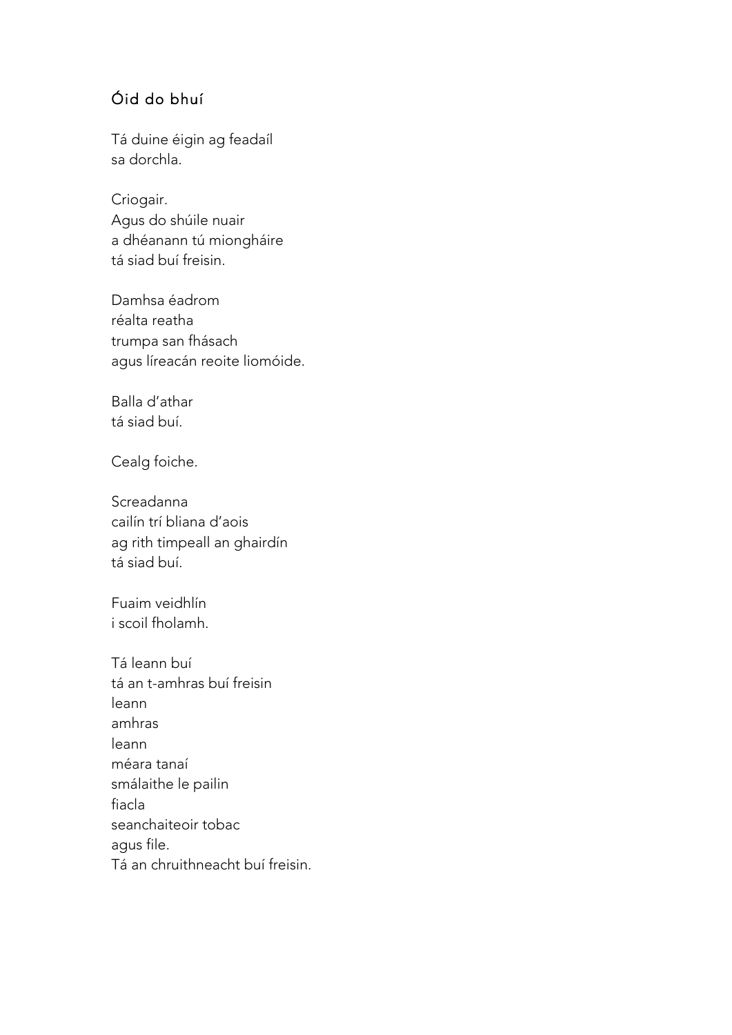## Óid do bhuí

Tá duine éigin ag feadaíl  
sa dorchla.

Criogair.  
Agus do shúile nuair  
a dhéanann tú miongháire  
tá siad buí freisin.

Damhsa éadrom  
réalta reatha  
trumpa san fhásach  
agus líreacán reoite liomóide.

Balla d'athar  
tá siad buí.

Cealg foiche.

Screadanna  
cailín trí bliana d'aois  
ag rith timpeall an ghairdín  
tá siad buí.

Fuaim veidhlín  
i scoil fholamh.

Tá leann buí  
tá an t-amhras buí freisin  
leann  
amhras  
leann  
méara tanaí  
smálaithe le pailin  
fiacla  
seanchaiteoir tobac  
agus file.  
Tá an chruithneacht buí freisin.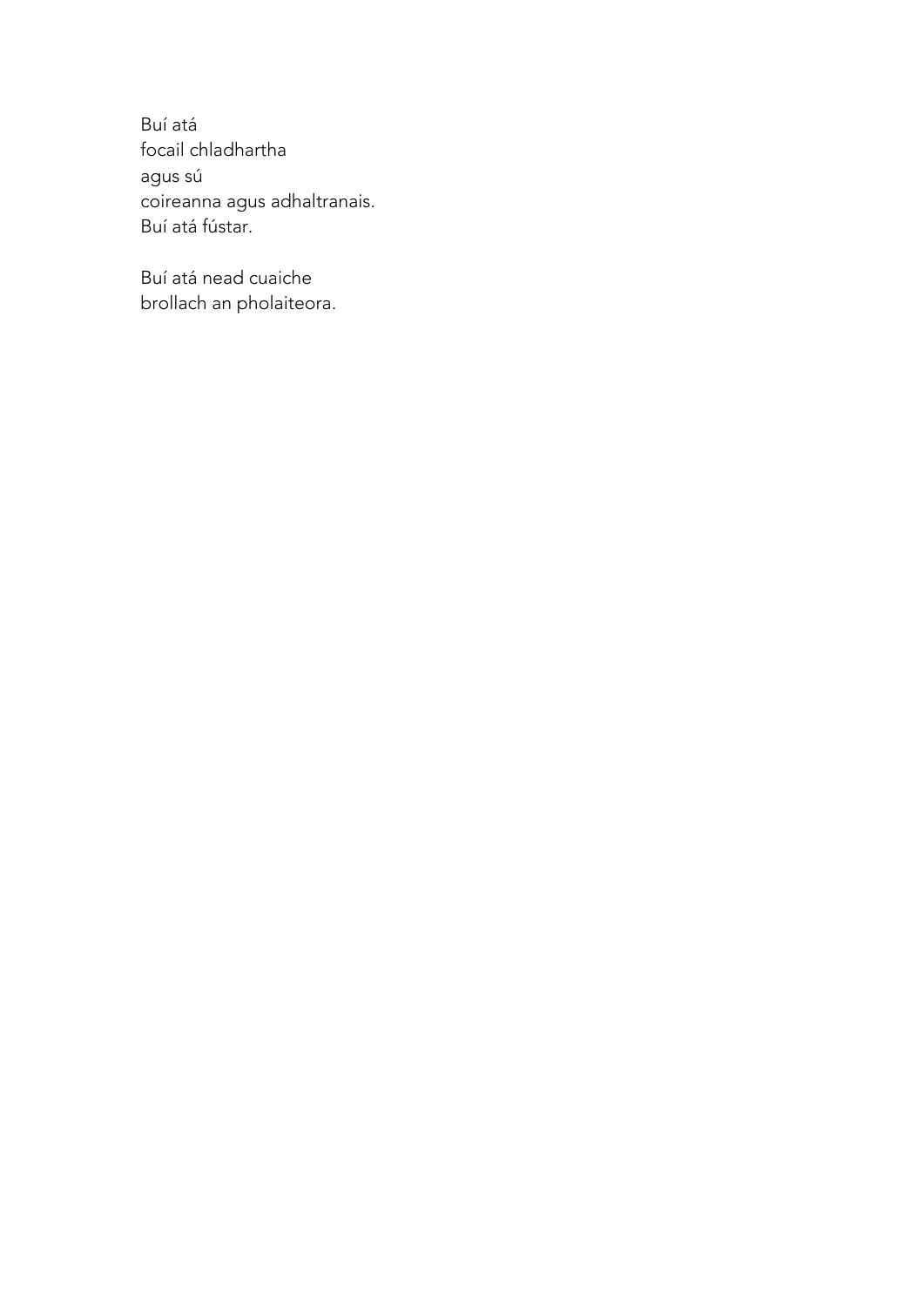Buí atá  
focail chladhartha  
agus sú  
coireanna agus adhaltranais.  
Buí atá fústar.

Buí atá nead cuaiche  
brollach an pholaiteora.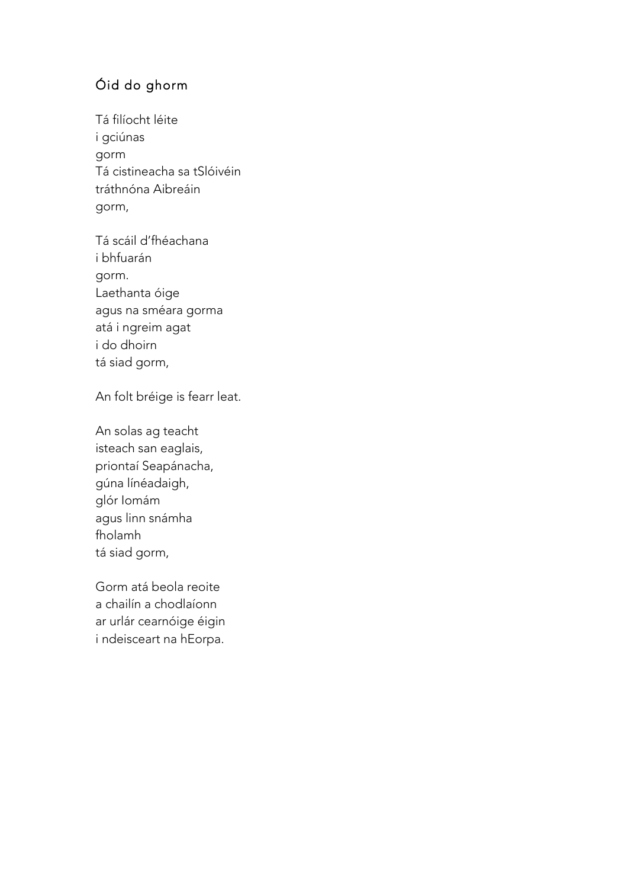## Óid do ghorm

Tá filíocht léite  
i gciúnas  
gorm  
Tá cistineacha sa tSlóivéin  
tráthnóna Aibreáin  
gorm,

Tá scáil d'fhéachana  
i bhfuarán  
gorm.  
Laethanta óige  
agus na sméara gorma  
atá i ngreim agat  
i do dhoirn  
tá siad gorm,

An folt bréige is fearr leat.

An solas ag teacht  
isteach san eaglais,  
priontaí Seapánacha,  
gúna línéadaigh,  
glór Iomám  
agus linn snámha  
fholamh  
tá siad gorm,

Gorm atá beola reoite  
a chailín a chodlaíonn  
ar urlár cearnóige éigin  
i ndeisceart na hEorpa.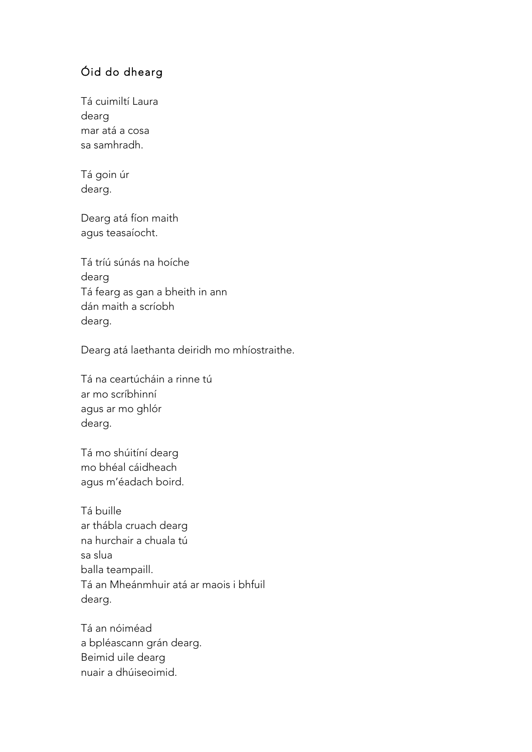## Óid do dhearg

Tá cuimiltí Laura  
dearg  
mar atá a cosa  
sa samhradh.

Tá goin úr  
dearg.

Dearg atá fíon maith  
agus teasaíocht.

Tá tríú súnás na hoíche  
dearg  
Tá fearg as gan a bheith in ann  
dán maith a scríobh  
dearg.

Dearg atá laethanta deiridh mo mhíostraithe.

Tá na ceartúcháin a rinne tú  
ar mo scríbhinní  
agus ar mo ghlór  
dearg.

Tá mo shúitíní dearg  
mo bhéal cáidheach  
agus m'éadach boird.

Tá buille  
ar thábla cruach dearg  
na hurchair a chuala tú  
sa slua  
balla teampaill.  
Tá an Mheánmhuir atá ar maois i bhfuil  
dearg.

Tá an nóiméad  
a bpléascann grán dearg.  
Beimid uile dearg  
nuair a dhúiseoimid.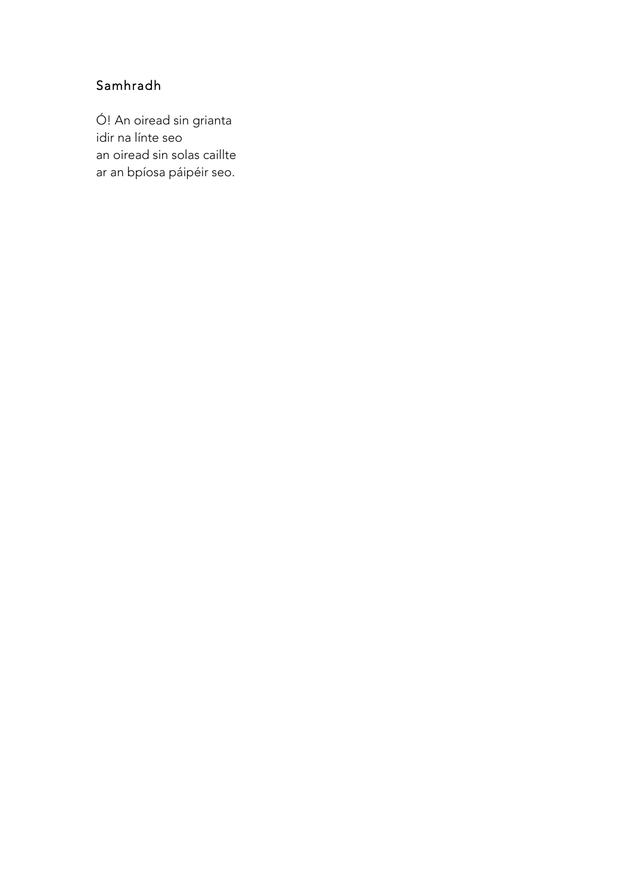## Samhradh

Ó! An oiread sin grianta  
idir na línte seo  
an oiread sin solas caillte  
ar an bpíosa páipéir seo.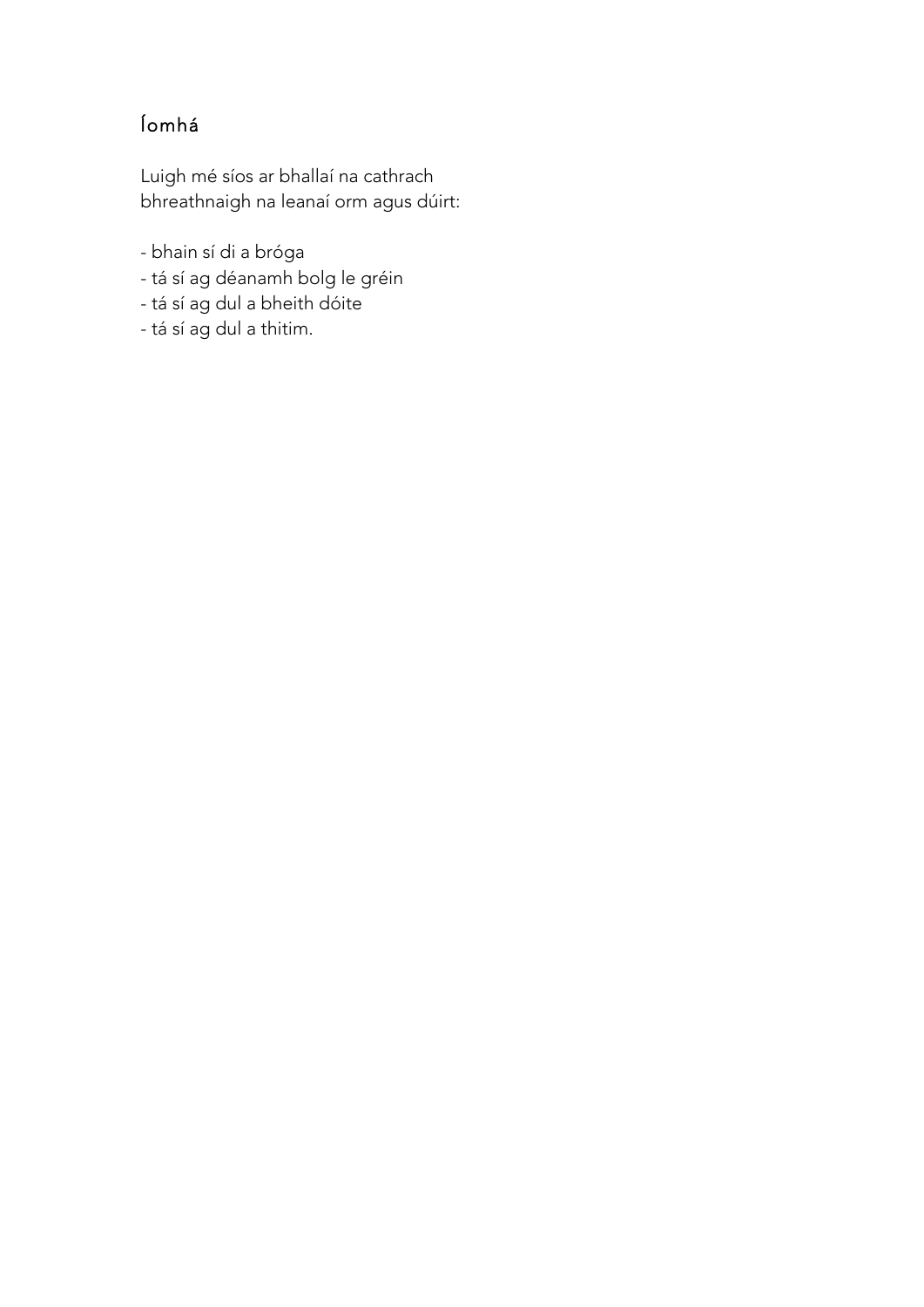## Íomhá

Luigh mé síos ar bhallaí na cathrach  
bhreathnaigh na leanaí orm agus dúirt:

- bhain sí di a bróga
- tá sí ag déanamh bolg le gréin
- tá sí ag dul a bheith dóite
- tá sí ag dul a thitim.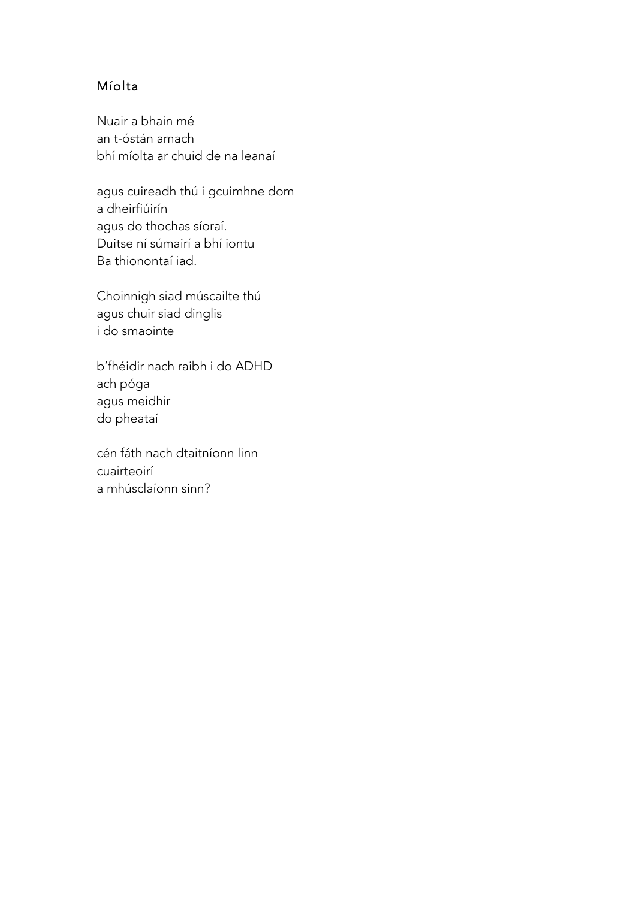## Míolta

Nuair a bhain mé  
an t-óstán amach  
bhí míolta ar chuid de na leanaí

agus cuireadh thú i gcuimhne dom  
a dheirfiúirín  
agus do thochas síoraí.  
Duitse ní súmairí a bhí iontu  
Ba thionontaí iad.

Choinnigh siad múscailte thú  
agus chuir siad dinglis  
i do smaointe

b'fhéidir nach raibh i do ADHD  
ach póga  
agus meidhir  
do pheataí

cén fáth nach dtaitníonn linn  
cuairteoirí  
a mhúsclaíonn sinn?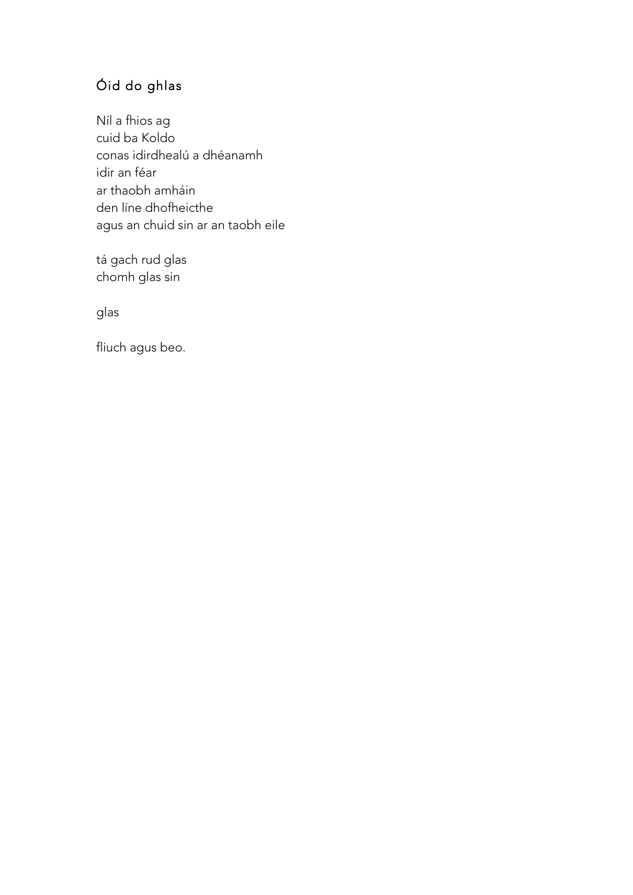## Óid do ghlas

Níl a fhios ag
cuid ba Koldo
conas idirdhealú a dhéanamh
idir an féar
ar thaobh amháin
den líne dhofheicthe
agus an chuid sin ar an taobh eile

tá gach rud glas
chomh glas sin

glas

fliuch agus beo.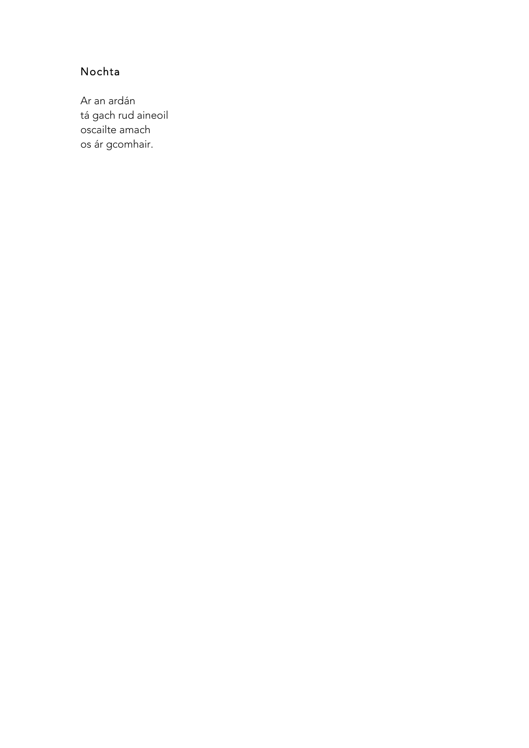## Nochta

Ar an ardán  
tá gach rud aineoil  
oscailte amach  
os ár gcomhair.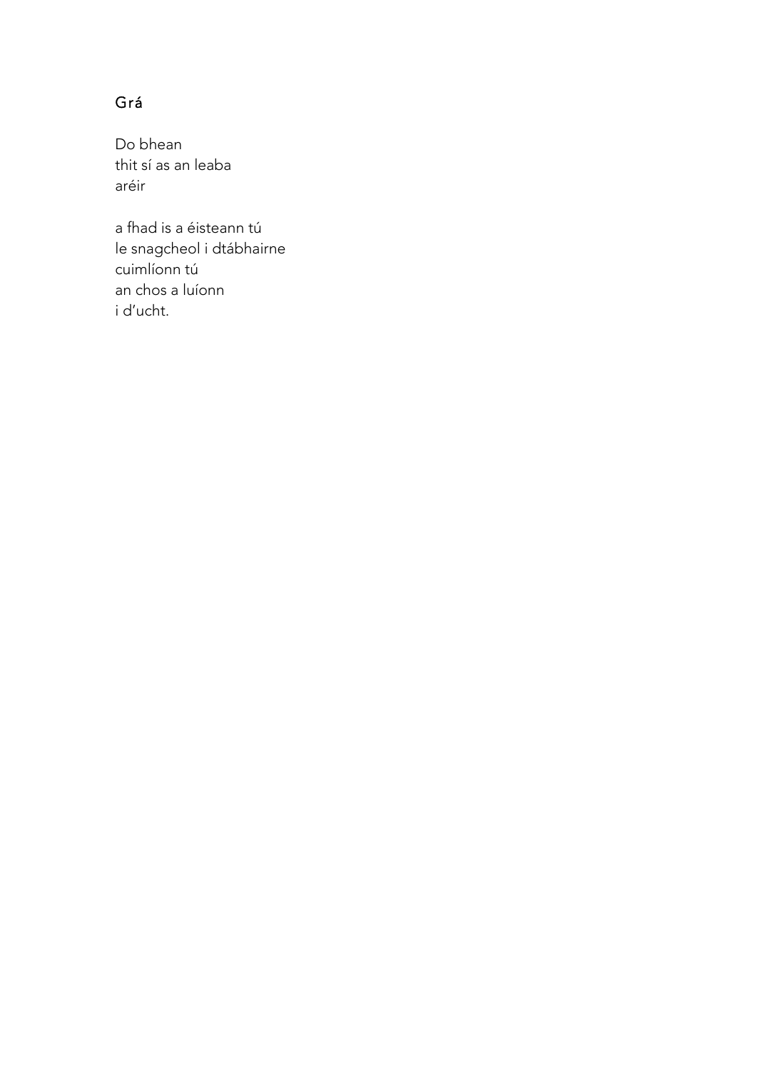## Grá

Do bhean  
thit sí as an leaba  
aréir

a fhad is a éisteann tú  
le snagcheol i dtábhairne  
cuimlíonn tú  
an chos a luíonn  
i d'ucht.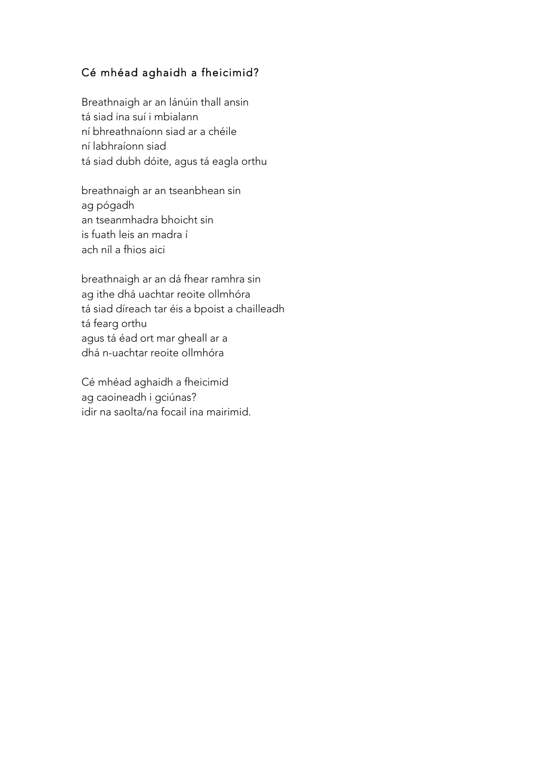## Cé mhéad aghaidh a fheicimid?

Breathnaigh ar an lánúin thall ansin  
tá siad ina suí i mbialann  
ní bhreathnaíonn siad ar a chéile  
ní labhraíonn siad  
tá siad dubh dóite, agus tá eagla orthu

breathnaigh ar an tseanbhean sin  
ag pógadh  
an tseanmhadra bhoicht sin  
is fuath leis an madra í  
ach níl a fhios aici

breathnaigh ar an dá fhear ramhra sin  
ag ithe dhá uachtar reoite ollmhóra  
tá siad díreach tar éis a bpoist a chailleadh  
tá fearg orthu  
agus tá éad ort mar gheall ar a  
dhá n-uachtar reoite ollmhóra

Cé mhéad aghaidh a fheicimid  
ag caoineadh i gciúnas?  
idir na saolta/na focail ina mairimid.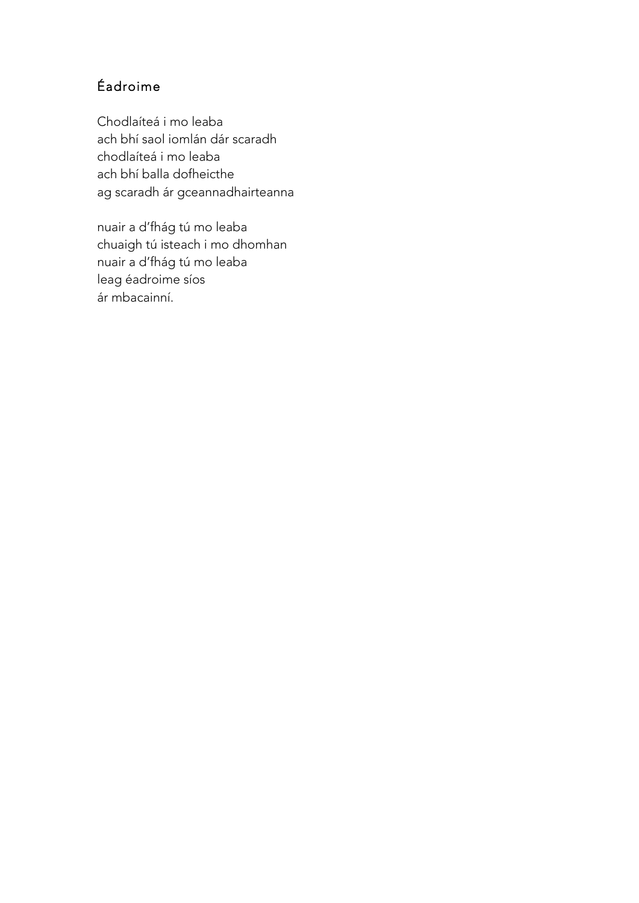## Éadroime

Chodlaíteá i mo leaba
ach bhí saol iomlán dár scaradh
chodlaíteá i mo leaba
ach bhí balla dofheicthe
ag scaradh ár gceannadhairteanna

nuair a d'fhág tú mo leaba
chuaigh tú isteach i mo dhomhan
nuair a d'fhág tú mo leaba
leag éadroime síos
ár mbacainní.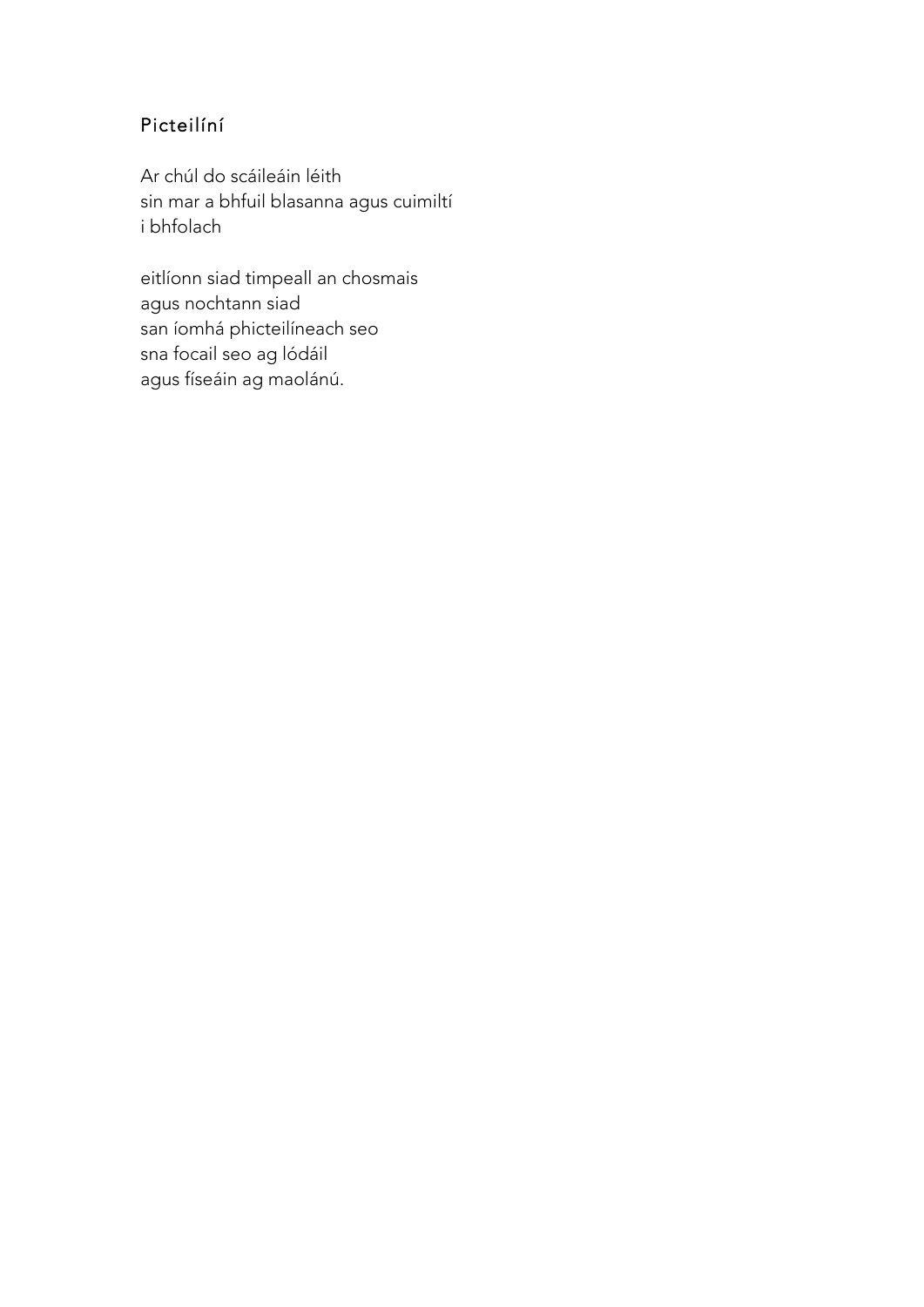## Picteilíní

Ar chúl do scáileáin léith  
sin mar a bhfuil blasanna agus cuimiltí  
i bhfolach

eitlíonn siad timpeall an chosmais  
agus nochtann siad  
san íomhá phicteilíneach seo  
sna focail seo ag lódáil  
agus físeáin ag maolánú.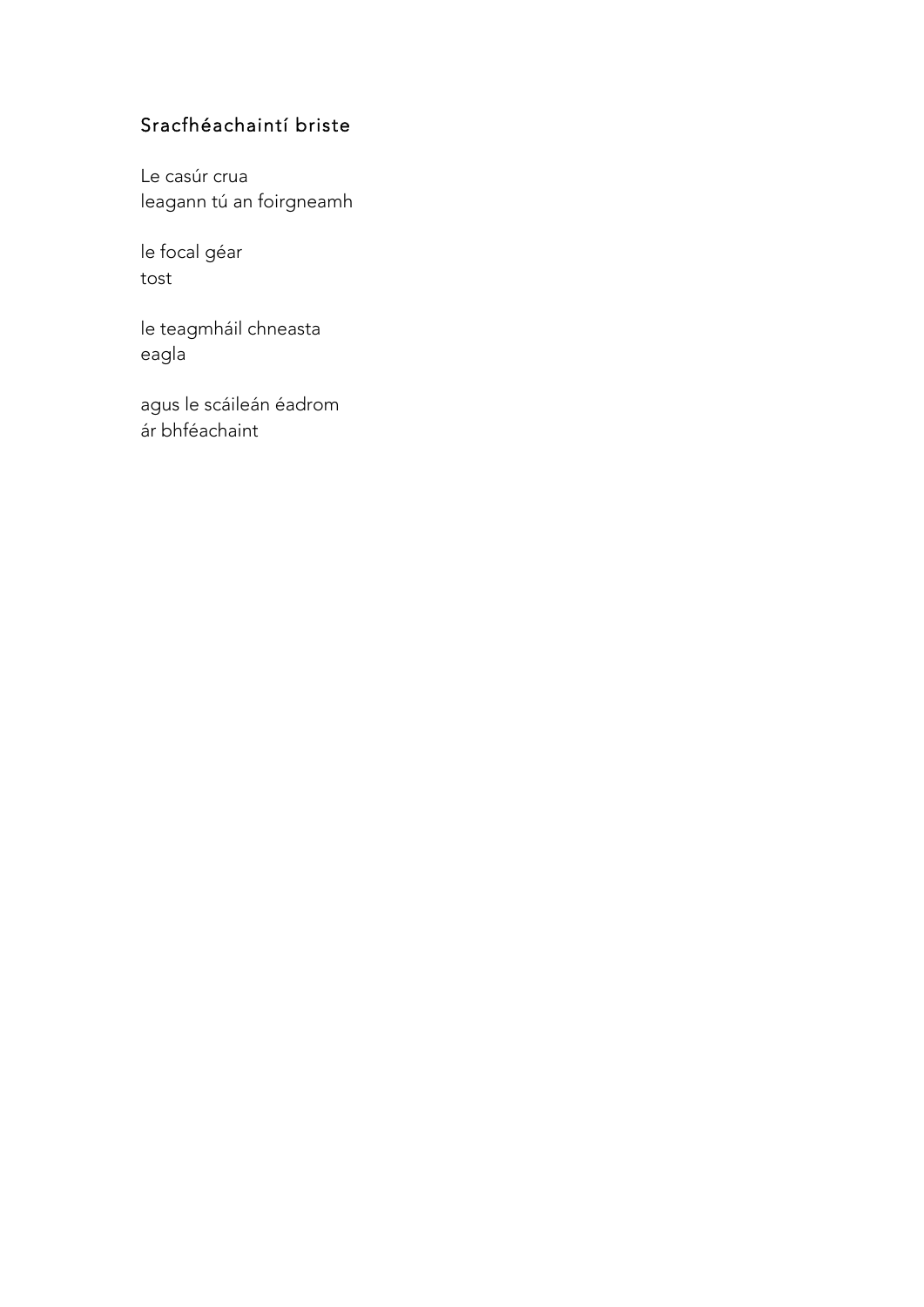## Sracfhéachaintí briste

Le casúr crua  
leagann tú an foirgneamh

le focal géar  
tost

le teagmháil chneasta  
eagla

agus le scáileán éadrom  
ár bhféachaint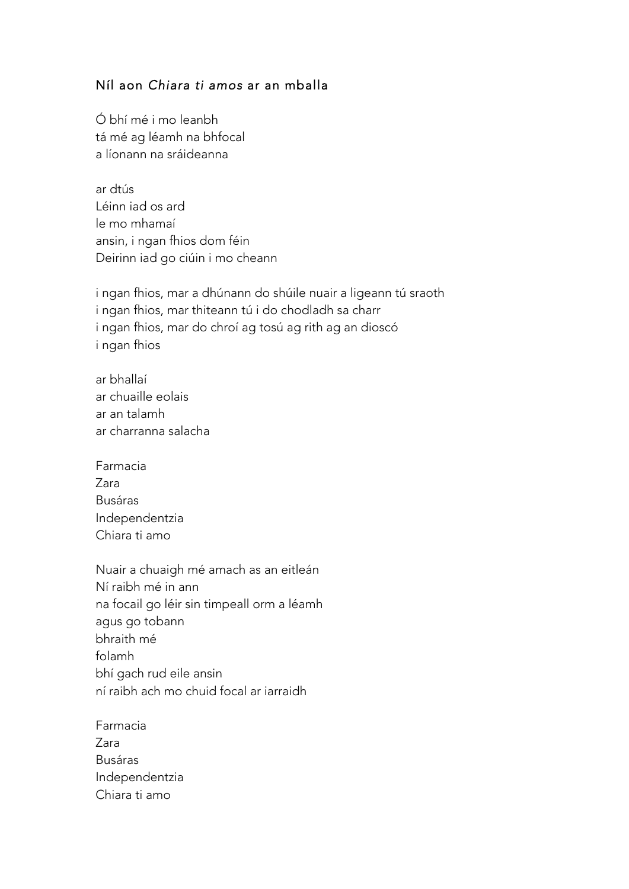## Níl aon *Chiara ti amos* ar an mballa

Ó bhí mé i mo leanbh  
tá mé ag léamh na bhfocal  
a líonann na sráideanna

ar dtús  
Léinn iad os ard  
le mo mhamaí  
ansin, i ngan fhios dom féin  
Deirinn iad go ciúin i mo cheann

i ngan fhios, mar a dhúnann do shúile nuair a ligeann tú sraoth  
i ngan fhios, mar thiteann tú i do chodladh sa charr  
i ngan fhios, mar do chroí ag tosú ag rith ag an dioscó  
i ngan fhios

ar bhallaí  
ar chuaille eolais  
ar an talamh  
ar charranna salacha

Farmacia  
Zara  
Busáras  
Independentzia  
Chiara ti amo

Nuair a chuaigh mé amach as an eitleán  
Ní raibh mé in ann  
na focail go léir sin timpeall orm a léamh  
agus go tobann  
bhraith mé  
folamh  
bhí gach rud eile ansin  
ní raibh ach mo chuid focal ar iarraidh

Farmacia  
Zara  
Busáras  
Independentzia  
Chiara ti amo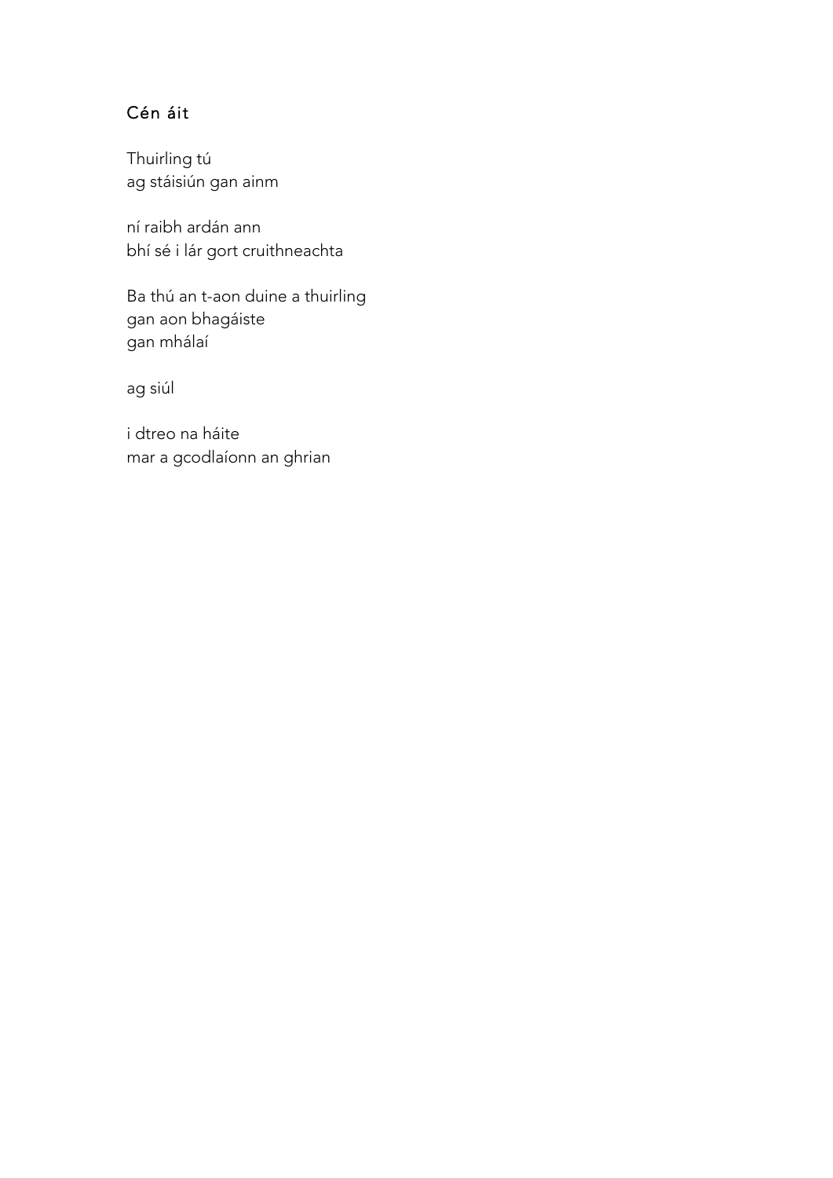## Cén áit

Thuirling tú  
ag stáisiún gan ainm

ní raibh ardán ann  
bhí sé i lár gort cruithneachta

Ba thú an t-aon duine a thuirling  
gan aon bhagáiste  
gan mhálaí

ag siúl

i dtreo na háite  
mar a gcodlaíonn an ghrian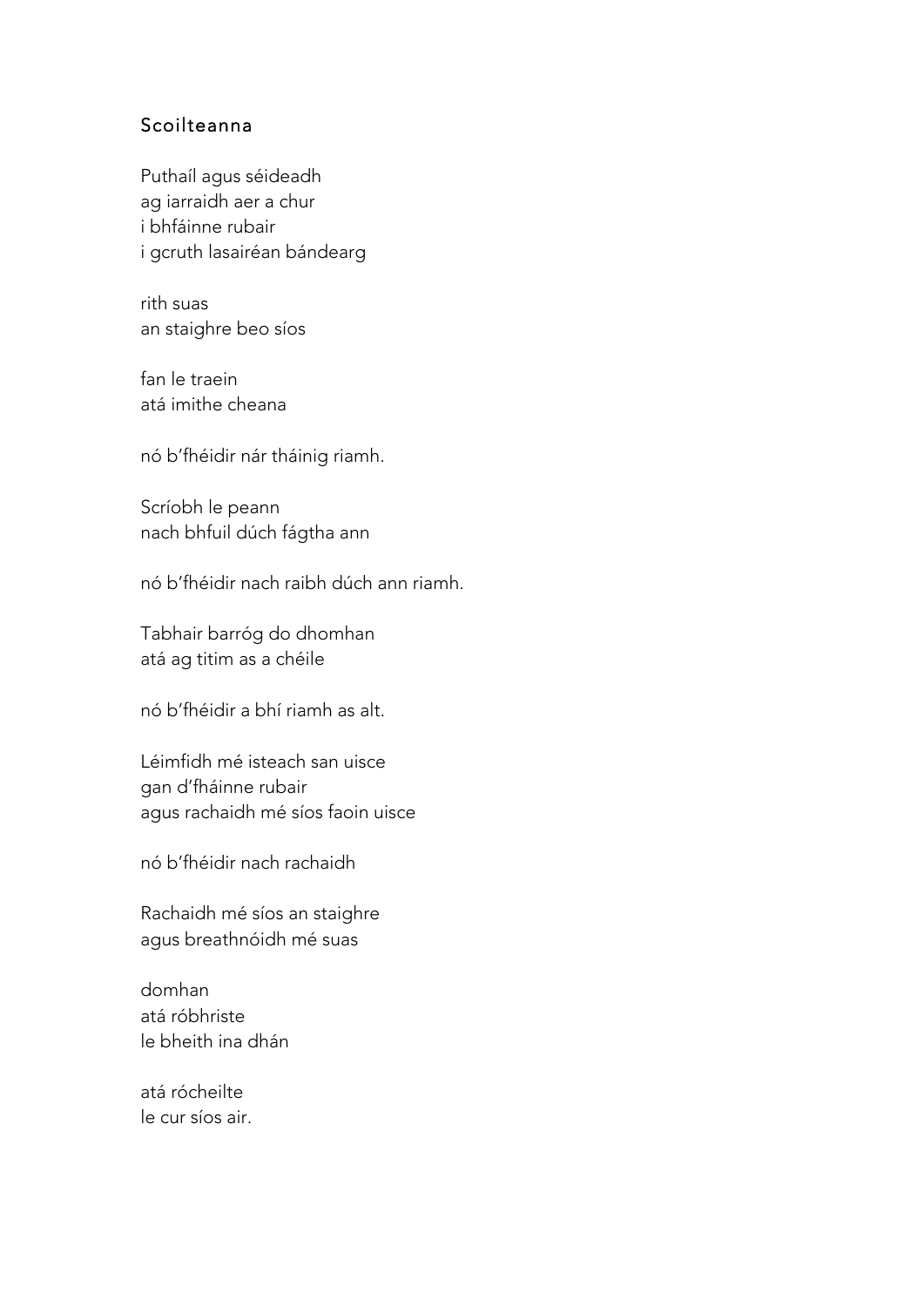## Scoilteanna

Puthaíl agus séideadh
ag iarraidh aer a chur
i bhfáinne rubair
i gcruth lasairéan bándearg

rith suas
an staighre beo síos

fan le traein
atá imithe cheana

nó b'fhéidir nár tháinig riamh.

Scríobh le peann
nach bhfuil dúch fágtha ann

nó b'fhéidir nach raibh dúch ann riamh.

Tabhair barróg do dhomhan
atá ag titim as a chéile

nó b'fhéidir a bhí riamh as alt.

Léimfidh mé isteach san uisce
gan d'fháinne rubair
agus rachaidh mé síos faoin uisce

nó b'fhéidir nach rachaidh

Rachaidh mé síos an staighre
agus breathnóidh mé suas

domhan
atá róbhriste
le bheith ina dhán

atá rócheilte
le cur síos air.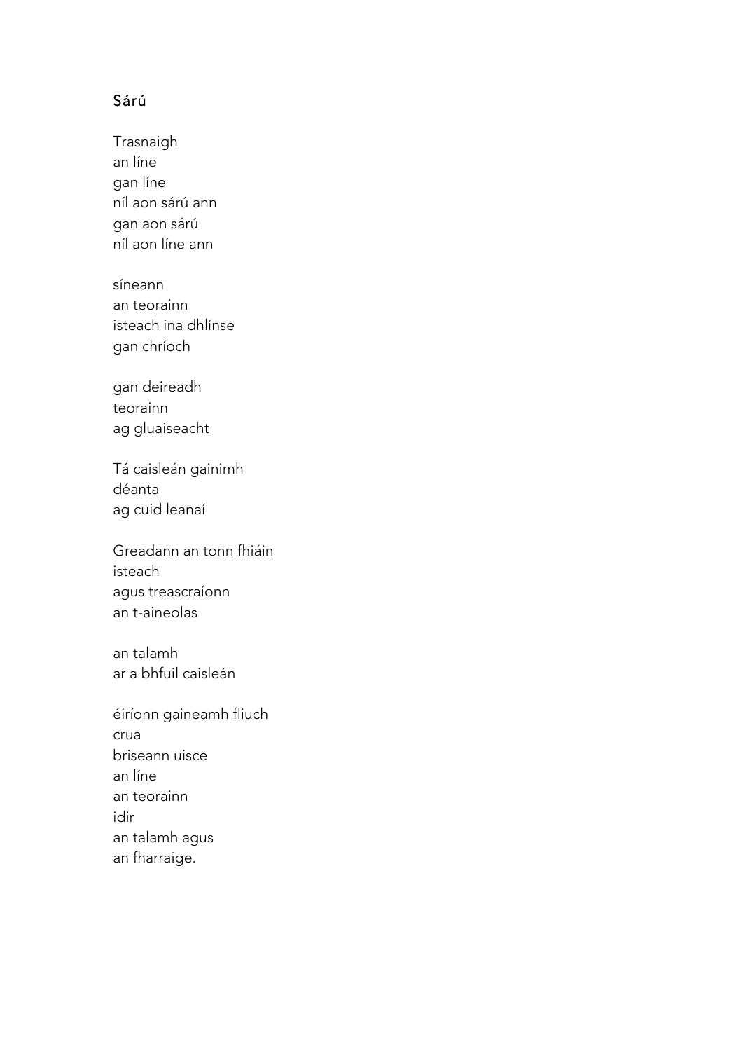## Sárú

Trasnaigh  
an líne  
gan líne  
níl aon sárú ann  
gan aon sárú  
níl aon líne ann

síneann  
an teorainn  
isteach ina dhlínse  
gan chríoch

gan deireadh  
teorainn  
ag gluaiseacht

Tá caisleán gainimh  
déanta  
ag cuid leanaí

Greadann an tonn fhiáin  
isteach  
agus treascraíonn  
an t-aineolas

an talamh  
ar a bhfuil caisleán

éiríonn gaineamh fliuch  
crua  
briseann uisce  
an líne  
an teorainn  
idir  
an talamh agus  
an fharraige.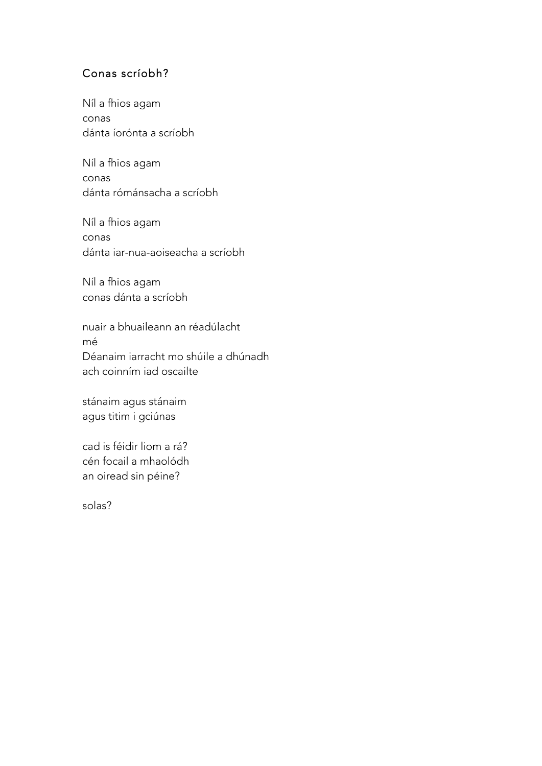## Conas scríobh?

Níl a fhios agam
conas
dánta íorónta a scríobh

Níl a fhios agam
conas
dánta rómánsacha a scríobh

Níl a fhios agam
conas
dánta iar-nua-aoiseacha a scríobh

Níl a fhios agam
conas dánta a scríobh

nuair a bhuaileann an réadúlacht
mé
Déanaim iarracht mo shúile a dhúnadh
ach coinním iad oscailte

stánaim agus stánaim
agus titim i gciúnas

cad is féidir liom a rá?
cén focail a mhaolódh
an oiread sin péine?

solas?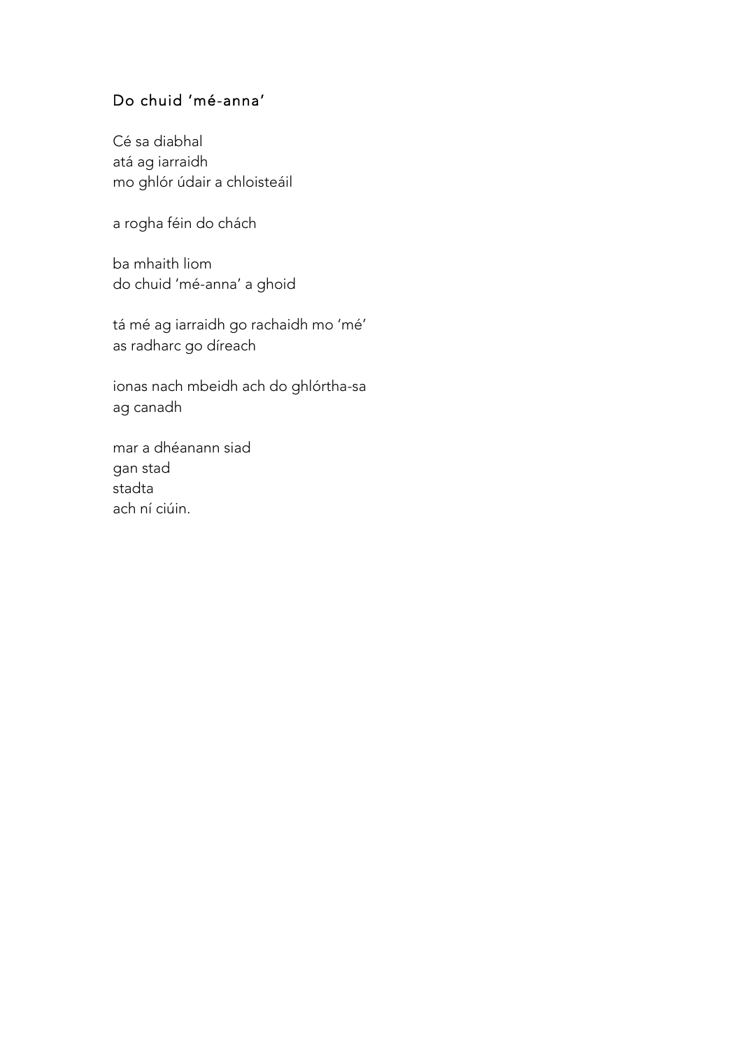## Do chuid 'mé-anna'

Cé sa diabhal  
atá ag iarraidh  
mo ghlór údair a chloisteáil

a rogha féin do chách

ba mhaith liom  
do chuid 'mé-anna' a ghoid

tá mé ag iarraidh go rachaidh mo 'mé'  
as radharc go díreach

ionas nach mbeidh ach do ghlórtha-sa  
ag canadh

mar a dhéanann siad  
gan stad  
stadta  
ach ní ciúin.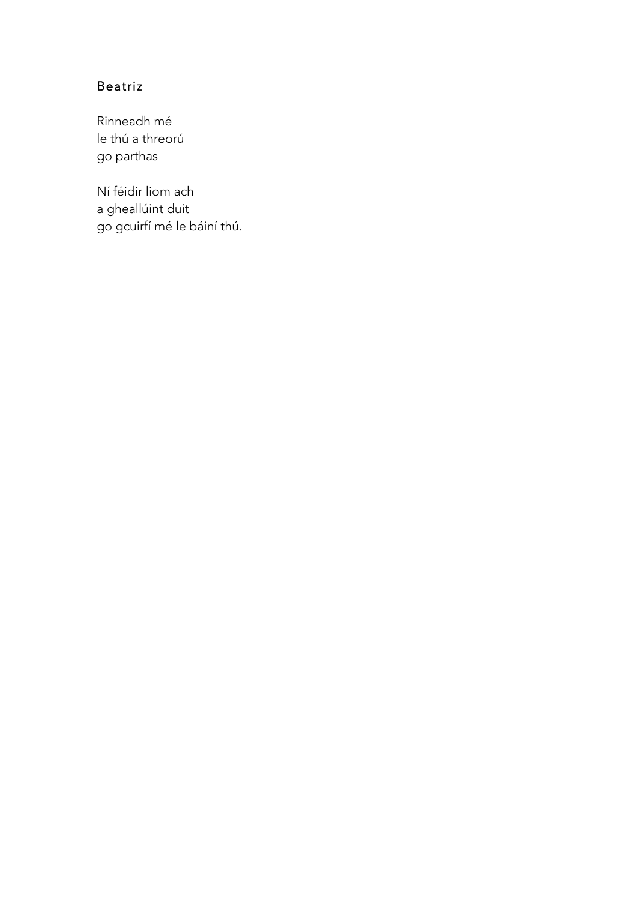## Beatriz

Rinneadh mé  
le thú a threorú  
go parthas

Ní féidir liom ach  
a gheallúint duit  
go gcuirfí mé le báiní thú.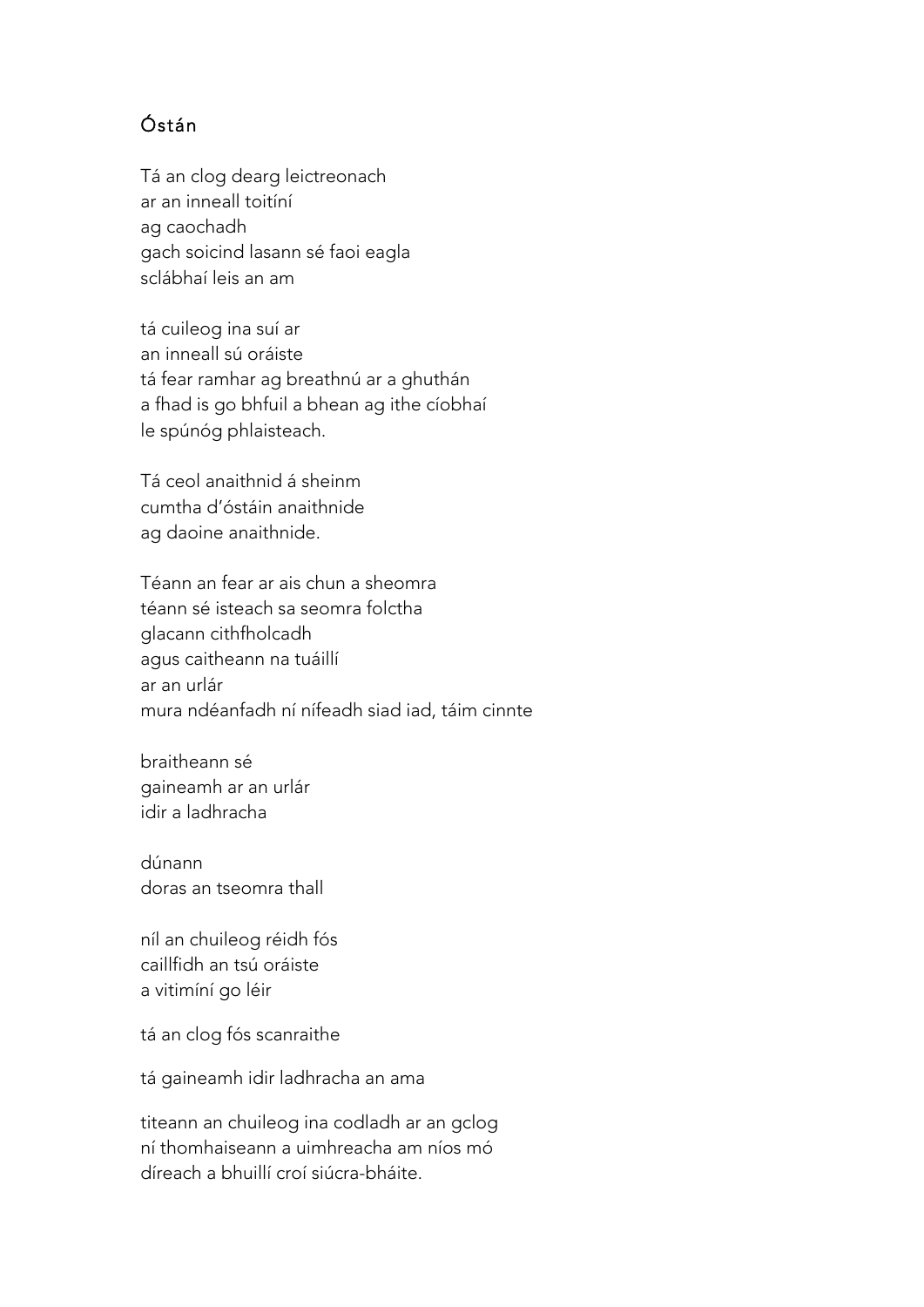## Óstán

Tá an clog dearg leictreonach  
ar an inneall toitíní  
ag caochadh  
gach soicind lasann sé faoi eagla  
sclábhaí leis an am

tá cuileog ina suí ar  
an inneall sú oráiste  
tá fear ramhar ag breathnú ar a ghuthán  
a fhad is go bhfuil a bhean ag ithe cíobhaí  
le spúnóg phlaisteach.

Tá ceol anaithnid á sheinm  
cumtha d'óstáin anaithnide  
ag daoine anaithnide.

Téann an fear ar ais chun a sheomra  
téann sé isteach sa seomra folctha  
glacann cithfholcadh  
agus caitheann na tuáillí  
ar an urlár  
mura ndéanfadh ní nífeadh siad iad, táim cinnte

braitheann sé  
gaineamh ar an urlár  
idir a ladhracha

dúnann  
doras an tseomra thall

níl an chuileog réidh fós  
caillfidh an tsú oráiste  
a vitimíní go léir

tá an clog fós scanraithe

tá gaineamh idir ladhracha an ama

titeann an chuileog ina codladh ar an gclog  
ní thomhaiseann a uimhreacha am níos mó  
díreach a bhuillí croí siúcra-bháite.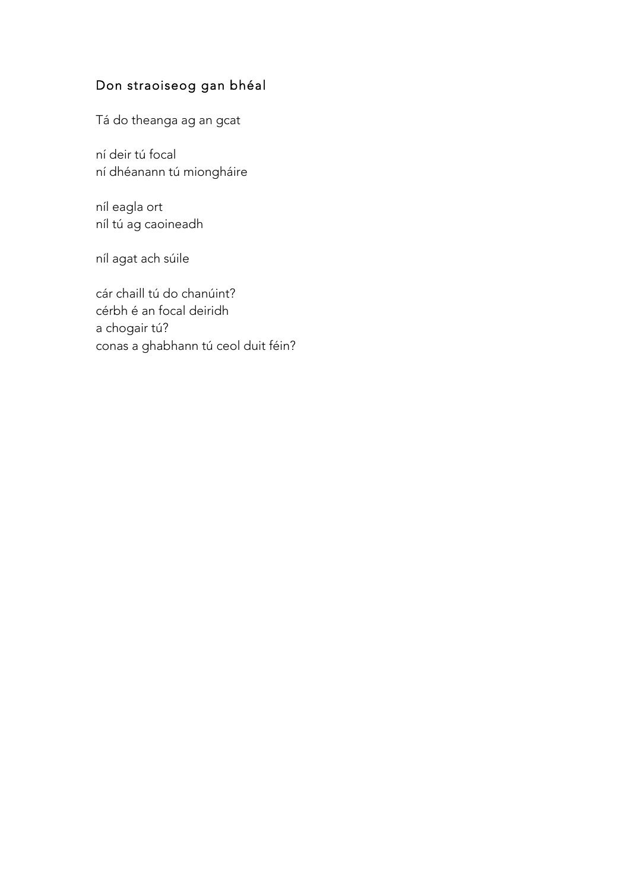## Don straoiseog gan bhéal

Tá do theanga ag an gcat

ní deir tú focal  
ní dhéanann tú miongháire

níl eagla ort  
níl tú ag caoineadh

níl agat ach súile

cár chaill tú do chanúint?  
cérbh é an focal deiridh  
a chogair tú?  
conas a ghabhann tú ceol duit féin?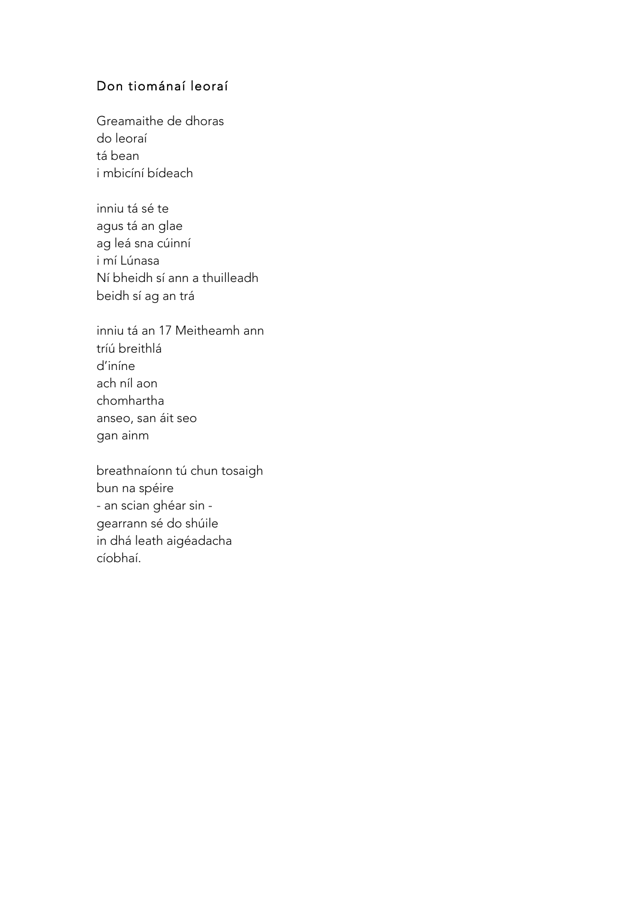## Don tiománaí leoraí

Greamaithe de dhoras  
do leoraí  
tá bean  
i mbicíní bídeach

inniu tá sé te  
agus tá an glae  
ag leá sna cúinní  
i mí Lúnasa  
Ní bheidh sí ann a thuilleadh  
beidh sí ag an trá

inniu tá an 17 Meitheamh ann  
tríú breithlá  
d'iníne  
ach níl aon  
chomhartha  
anseo, san áit seo  
gan ainm

breathnaíonn tú chun tosaigh  
bun na spéire  
- an scian ghéar sin -  
gearrann sé do shúile  
in dhá leath aigéadacha  
cíobhaí.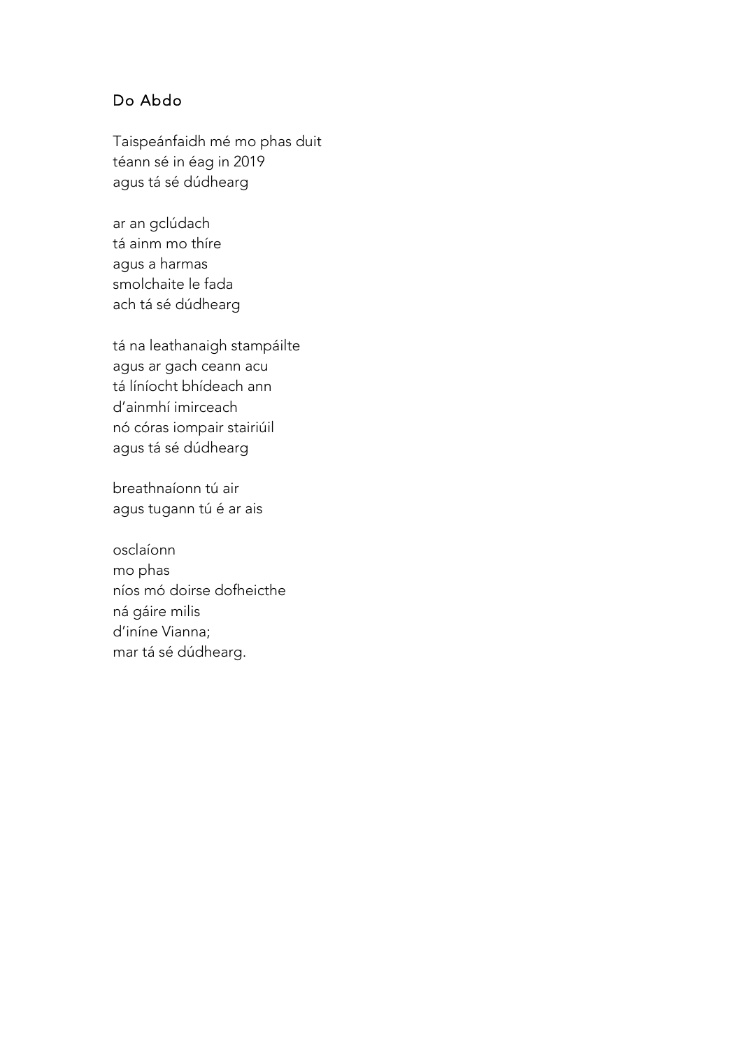## Do Abdo

Taispeánfaidh mé mo phas duit  
téann sé in éag in 2019  
agus tá sé dúdhearg

ar an gclúdach  
tá ainm mo thíre  
agus a harmas  
smolchaite le fada  
ach tá sé dúdhearg

tá na leathanaigh stampáilte  
agus ar gach ceann acu  
tá líníocht bhídeach ann  
d'ainmhí imirceach  
nó córas iompair stairiúil  
agus tá sé dúdhearg

breathnaíonn tú air  
agus tugann tú é ar ais

osclaíonn  
mo phas  
níos mó doirse dofheicthe  
ná gáire milis  
d'iníne Vianna;  
mar tá sé dúdhearg.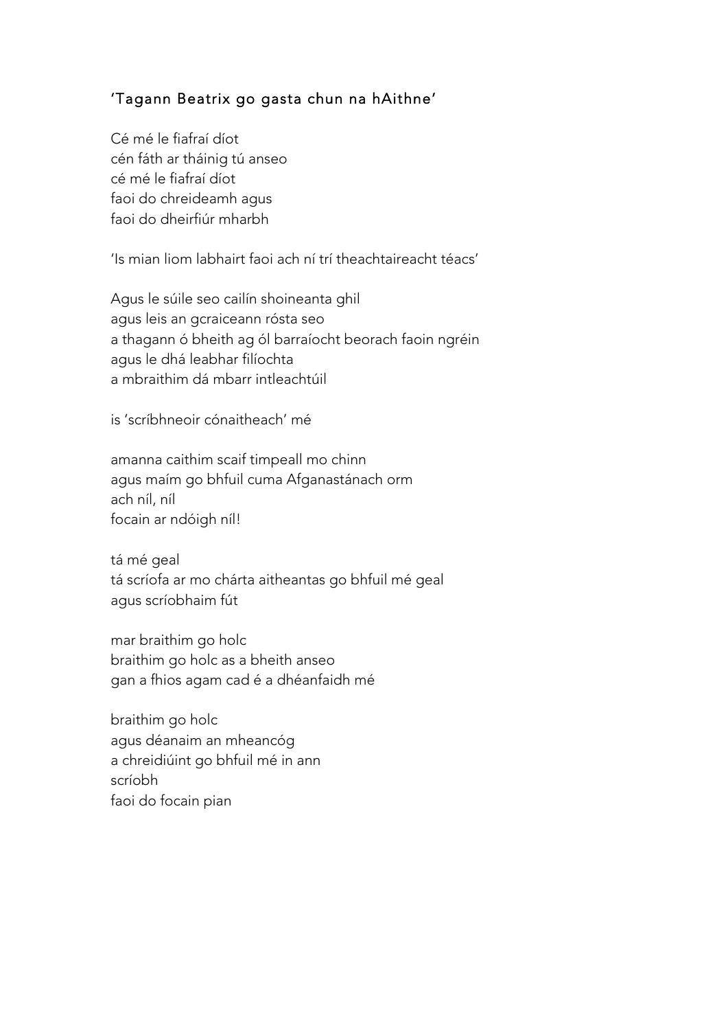## 'Tagann Beatrix go gasta chun na hAithne'

Cé mé le fiafraí díot  
cén fáth ar tháinig tú anseo  
cé mé le fiafraí díot  
faoi do chreideamh agus  
faoi do dheirfiúr mharbh

'Is mian liom labhairt faoi ach ní trí theachtaireacht téacs'

Agus le súile seo cailín shoineanta ghil  
agus leis an gcraiceann rósta seo  
a thagann ó bheith ag ól barraíocht beorach faoin ngréin  
agus le dhá leabhar filíochta  
a mbraithim dá mbarr intleachtúil

is 'scríbhneoir cónaitheach' mé

amanna caithim scaif timpeall mo chinn  
agus maím go bhfuil cuma Afganastánach orm  
ach níl, níl  
focain ar ndóigh níl!

tá mé geal  
tá scríofa ar mo chárta aitheantas go bhfuil mé geal  
agus scríobhaim fút

mar braithim go holc  
braithim go holc as a bheith anseo  
gan a fhios agam cad é a dhéanfaidh mé

braithim go holc  
agus déanaim an mheancóg  
a chreidiúint go bhfuil mé in ann  
scríobh  
faoi do focain pian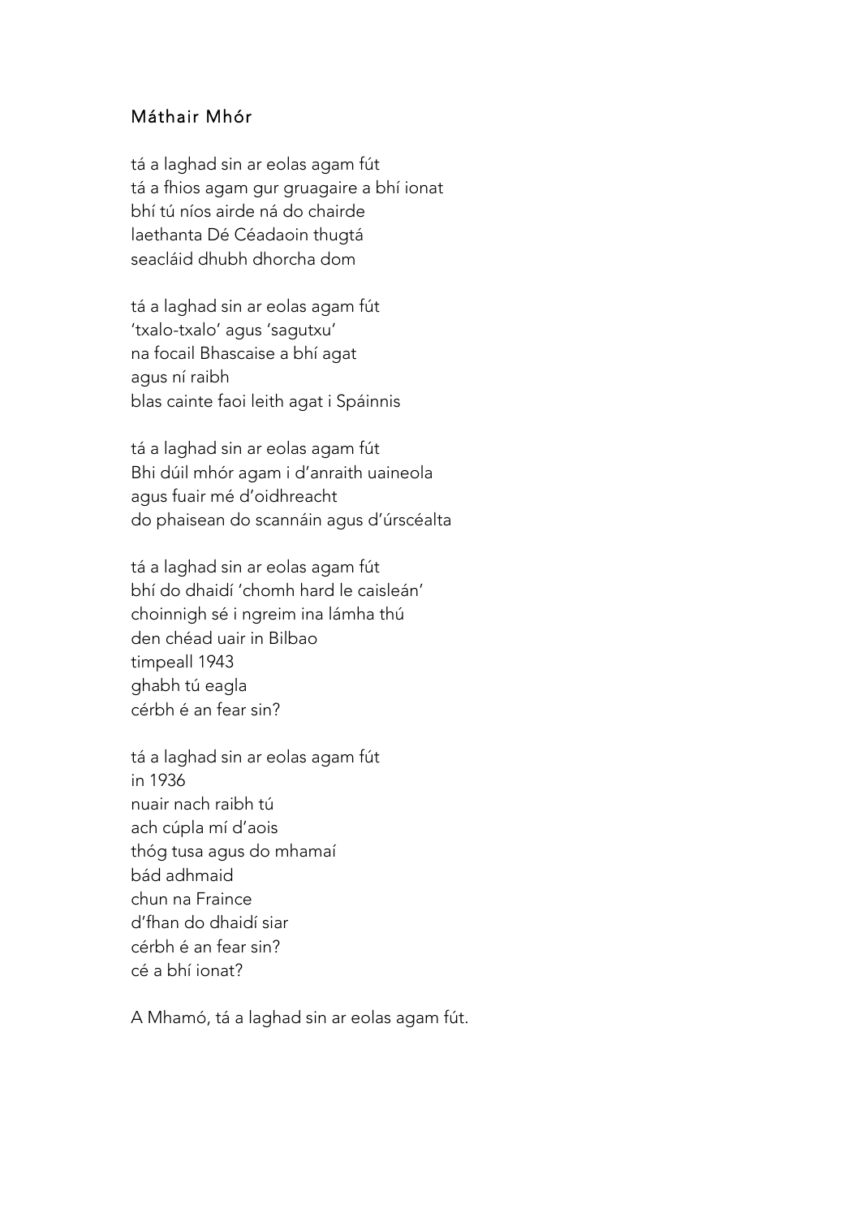# Máthair Mhór

tá a laghad sin ar eolas agam fút  
tá a fhios agam gur gruagaire a bhí ionat  
bhí tú níos airde ná do chairde  
laethanta Dé Céadaoin thugtá  
seacláid dhubh dhorcha dom

tá a laghad sin ar eolas agam fút  
'txalo-txalo' agus 'sagutxu'  
na focail Bhascaise a bhí agat  
agus ní raibh  
blas cainte faoi leith agat i Spáinnis

tá a laghad sin ar eolas agam fút  
Bhi dúil mhór agam i d'anraith uaineola  
agus fuair mé d'oidhreacht  
do phaisean do scannáin agus d'úrscéalta

tá a laghad sin ar eolas agam fút  
bhí do dhaidí 'chomh hard le caisleán'  
choinnigh sé i ngreim ina lámha thú  
den chéad uair in Bilbao  
timpeall 1943  
ghabh tú eagla  
cérbh é an fear sin?

tá a laghad sin ar eolas agam fút  
in 1936  
nuair nach raibh tú  
ach cúpla mí d'aois  
thóg tusa agus do mhamaí  
bád adhmaid  
chun na Fraince  
d'fhan do dhaidí siar  
cérbh é an fear sin?  
cé a bhí ionat?

A Mhamó, tá a laghad sin ar eolas agam fút.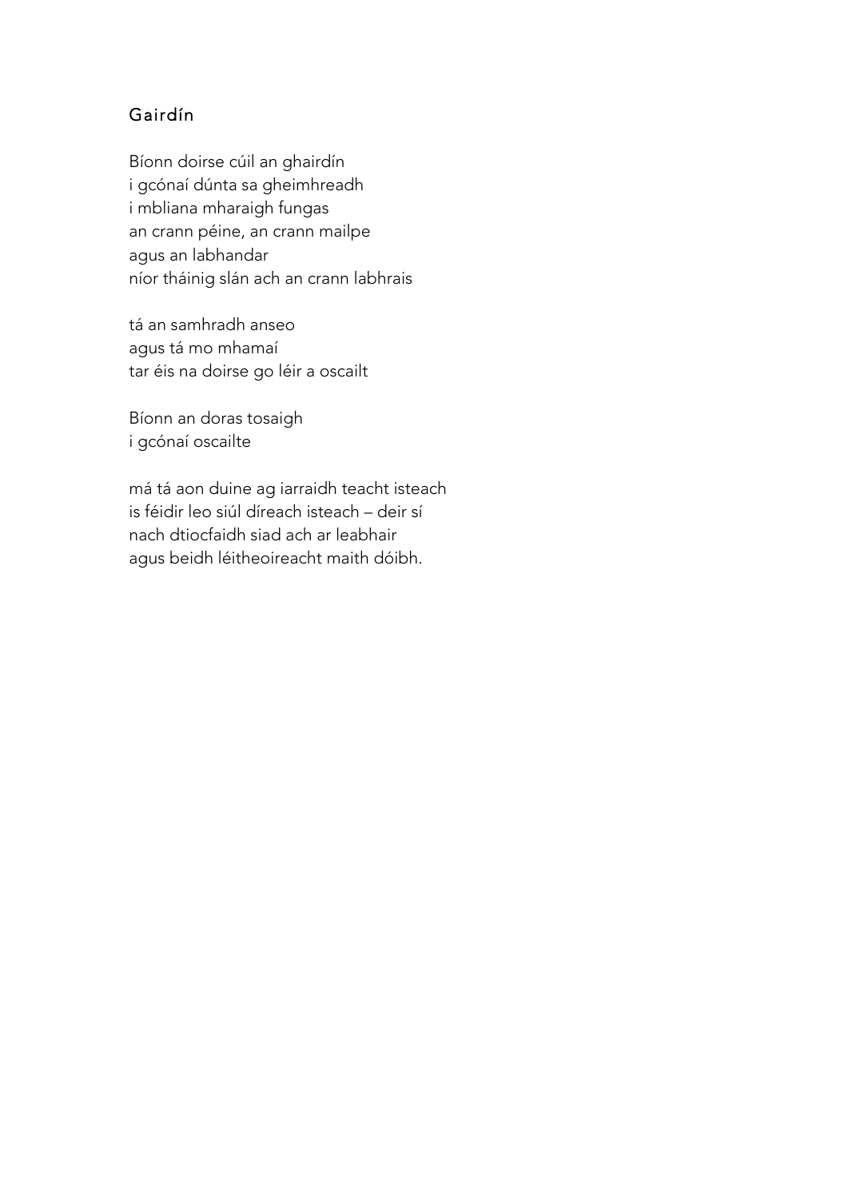## Gairdín

Bíonn doirse cúil an ghairdín
i gcónaí dúnta sa gheimhreadh
i mbliana mharaigh fungas
an crann péine, an crann mailpe
agus an labhandar
níor tháinig slán ach an crann labhrais

tá an samhradh anseo
agus tá mo mhamaí
tar éis na doirse go léir a oscailt

Bíonn an doras tosaigh
i gcónaí oscailte

má tá aon duine ag iarraidh teacht isteach
is féidir leo siúl díreach isteach – deir sí
nach dtiocfaidh siad ach ar leabhair
agus beidh léitheoireacht maith dóibh.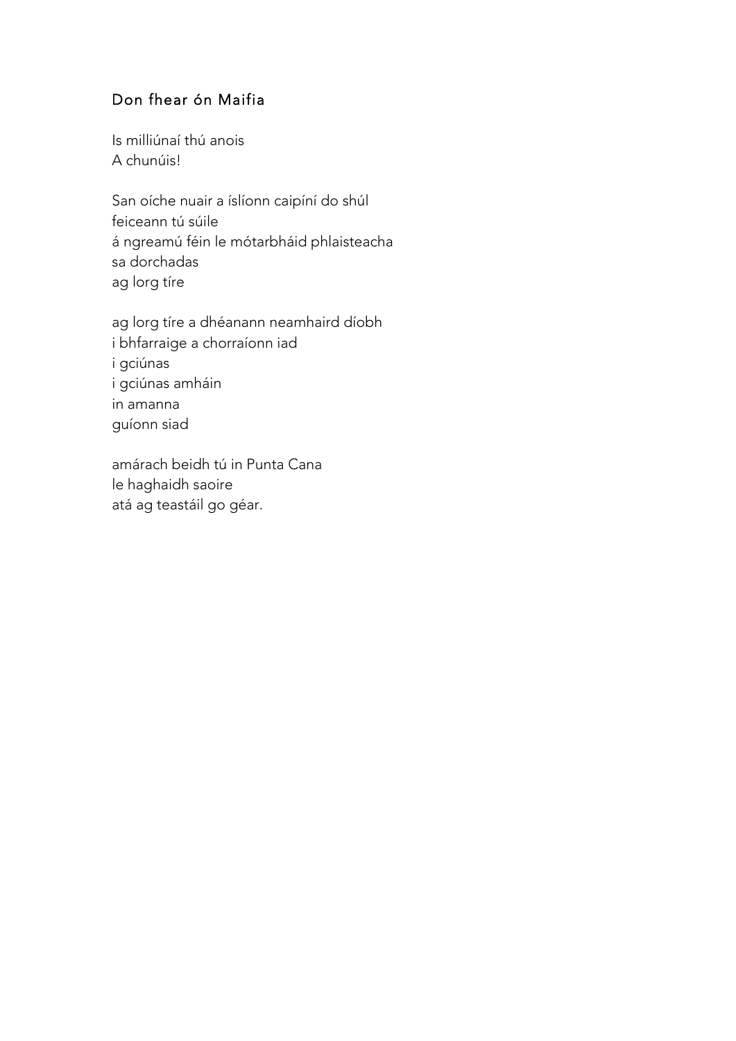## Don fhear ón Maifia

Is milliúnaí thú anois
A chunúis!

San oíche nuair a íslíonn caipíní do shúl
feiceann tú súile
á ngreamú féin le mótarbháid phlaisteacha
sa dorchadas
ag lorg tíre

ag lorg tíre a dhéanann neamhaird díobh
i bhfarraige a chorraíonn iad
i gciúnas
i gciúnas amháin
in amanna
guíonn siad

amárach beidh tú in Punta Cana
le haghaidh saoire
atá ag teastáil go géar.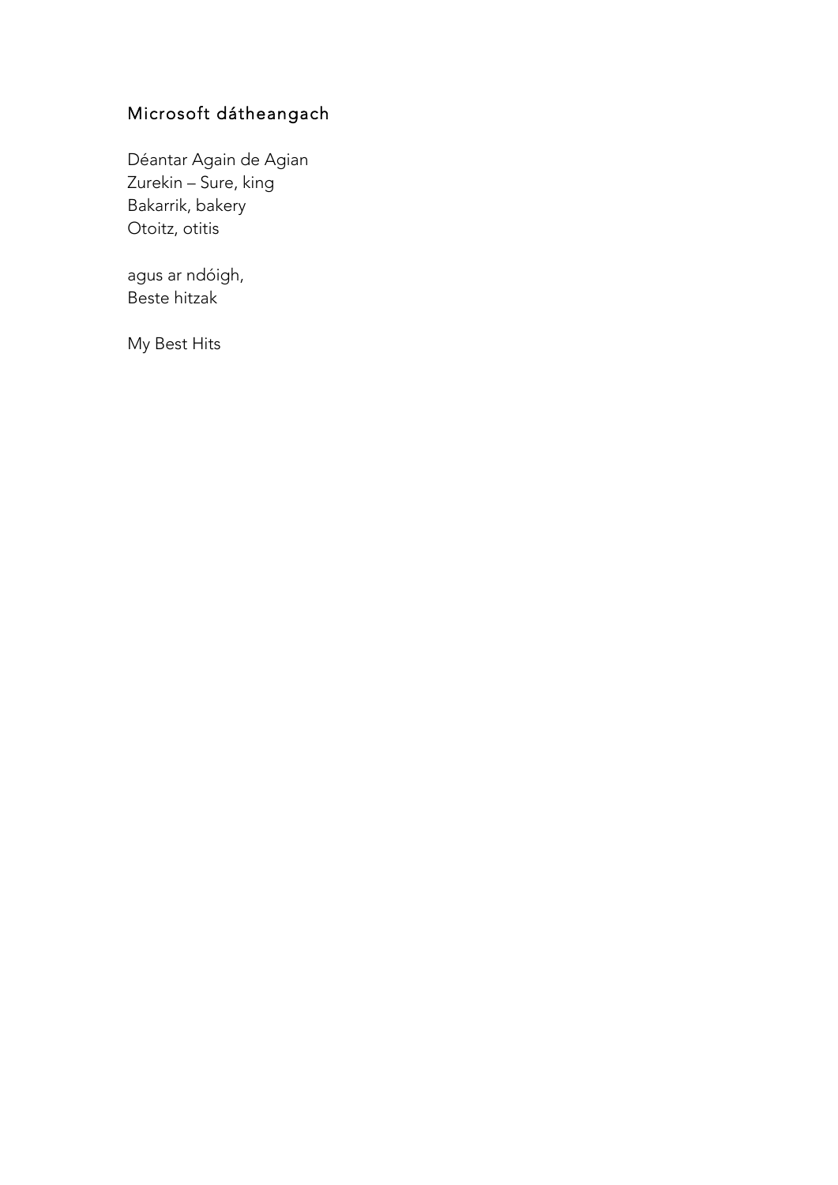## Microsoft dátheangach

Déantar Again de Agian  
Zurekin – Sure, king  
Bakarrik, bakery  
Otoitz, otitis

agus ar ndóigh,  
Beste hitzak

My Best Hits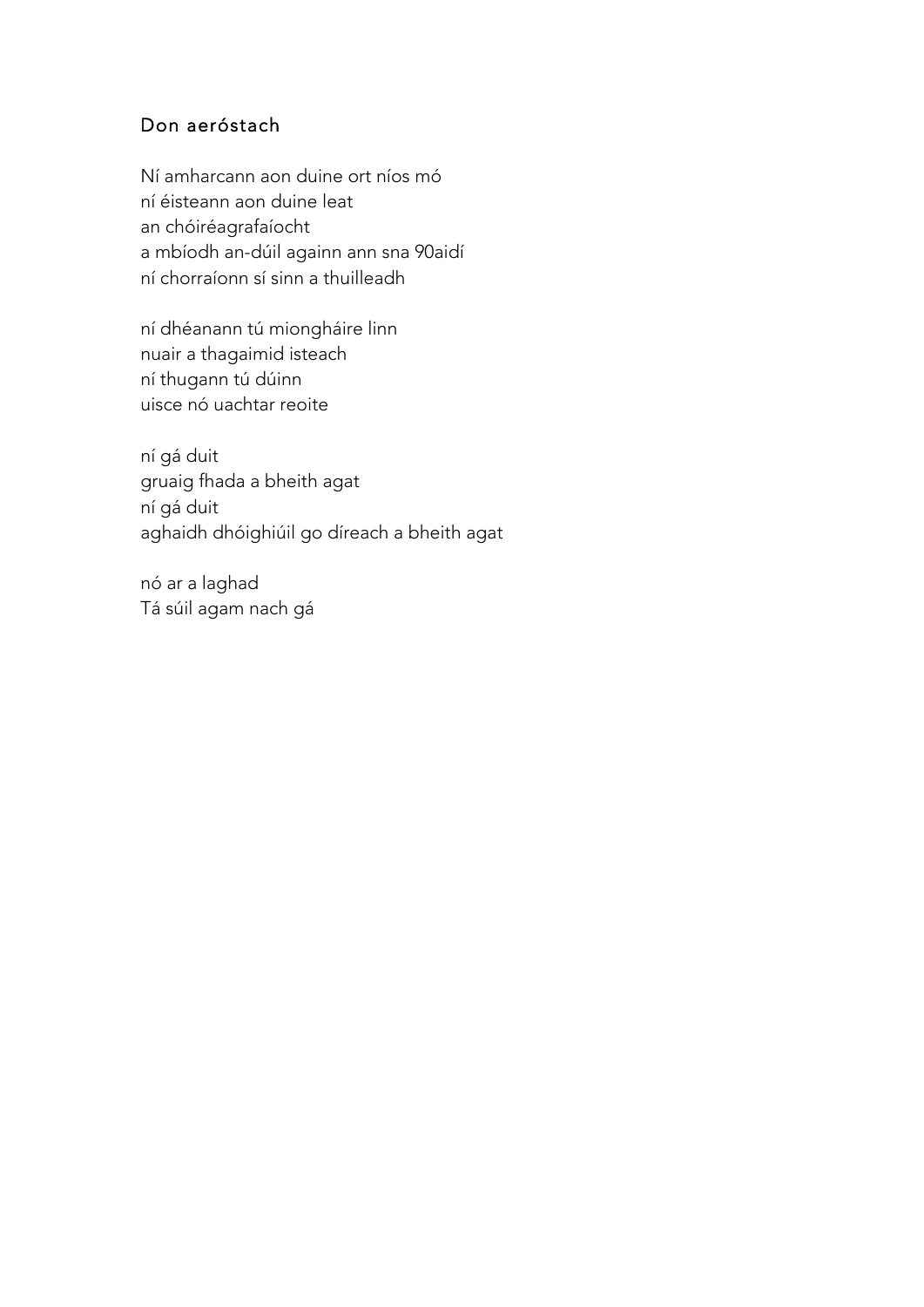## Don aeróstach

Ní amharcann aon duine ort níos mó  
ní éisteann aon duine leat  
an chóiréagrafaíocht  
a mbíodh an-dúil againn ann sna 90aidí  
ní chorraíonn sí sinn a thuilleadh

ní dhéanann tú miongháire linn  
nuair a thagaimid isteach  
ní thugann tú dúinn  
uisce nó uachtar reoite

ní gá duit  
gruaig fhada a bheith agat  
ní gá duit  
aghaidh dhóighiúil go díreach a bheith agat

nó ar a laghad  
Tá súil agam nach gá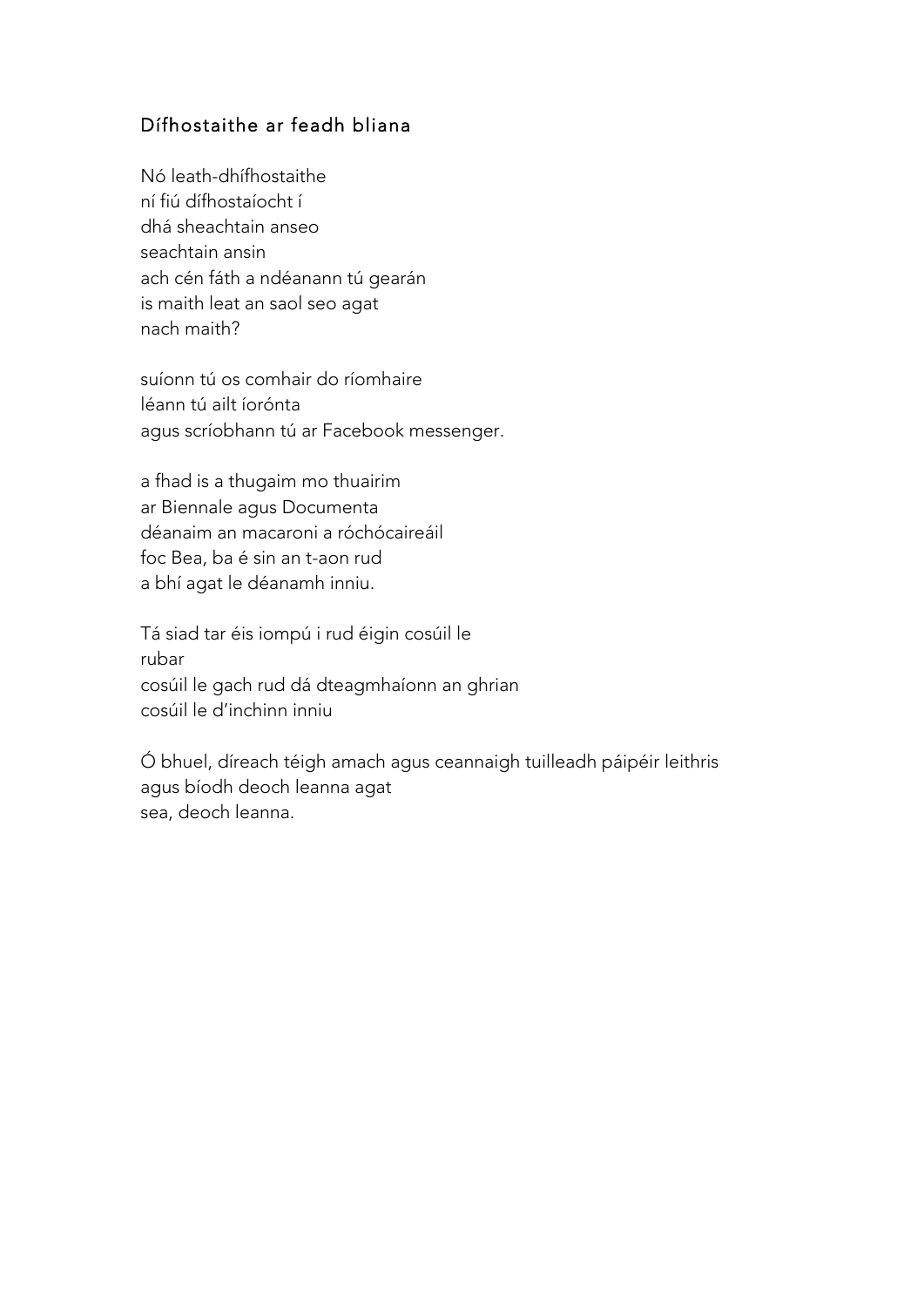## Dífhostaithe ar feadh bliana

Nó leath-dhífhostaithe
ní fiú dífhostaíocht í
dhá sheachtain anseo
seachtain ansin
ach cén fáth a ndéanann tú gearán
is maith leat an saol seo agat
nach maith?

suíonn tú os comhair do ríomhaire
léann tú ailt íorónta
agus scríobhann tú ar Facebook messenger.

a fhad is a thugaim mo thuairim
ar Biennale agus Documenta
déanaim an macaroni a róchócaireáil
foc Bea, ba é sin an t-aon rud
a bhí agat le déanamh inniu.

Tá siad tar éis iompú i rud éigin cosúil le
rubar
cosúil le gach rud dá dteagmhaíonn an ghrian
cosúil le d'inchinn inniu

Ó bhuel, díreach téigh amach agus ceannaigh tuilleadh páipéir leithris
agus bíodh deoch leanna agat
sea, deoch leanna.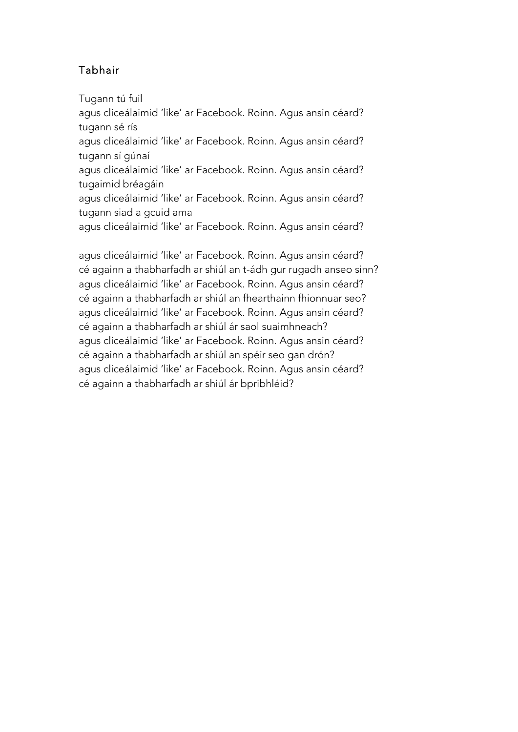## Tabhair

Tugann tú fuil  
agus cliceálaimid 'like' ar Facebook. Roinn. Agus ansin céard?  
tugann sé rís  
agus cliceálaimid 'like' ar Facebook. Roinn. Agus ansin céard?  
tugann sí gúnaí  
agus cliceálaimid 'like' ar Facebook. Roinn. Agus ansin céard?  
tugaimid bréagáin  
agus cliceálaimid 'like' ar Facebook. Roinn. Agus ansin céard?  
tugann siad a gcuid ama  
agus cliceálaimid 'like' ar Facebook. Roinn. Agus ansin céard?

agus cliceálaimid 'like' ar Facebook. Roinn. Agus ansin céard?  
cé againn a thabharfadh ar shiúl an t-ádh gur rugadh anseo sinn?  
agus cliceálaimid 'like' ar Facebook. Roinn. Agus ansin céard?  
cé againn a thabharfadh ar shiúl an fhearthainn fhionnuar seo?  
agus cliceálaimid 'like' ar Facebook. Roinn. Agus ansin céard?  
cé againn a thabharfadh ar shiúl ár saol suaimhneach?  
agus cliceálaimid 'like' ar Facebook. Roinn. Agus ansin céard?  
cé againn a thabharfadh ar shiúl an spéir seo gan drón?  
agus cliceálaimid 'like' ar Facebook. Roinn. Agus ansin céard?  
cé againn a thabharfadh ar shiúl ár bpribhléid?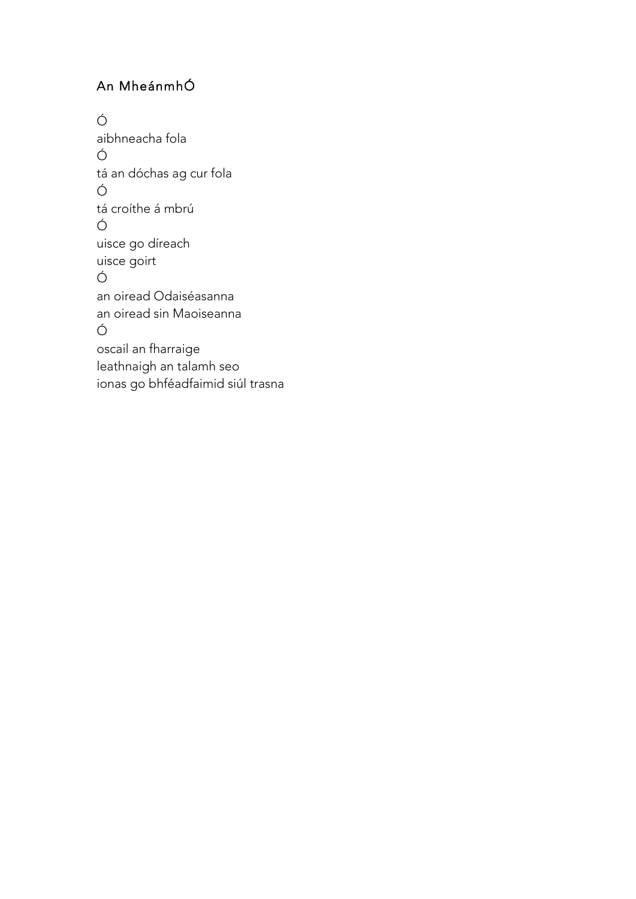## An MheánmhÓ

Ó  
aibhneacha fola  
Ó  
tá an dóchas ag cur fola  
Ó  
tá croíthe á mbrú  
Ó  
uisce go díreach  
uisce goirt  
Ó  
an oiread Odaiséasanna  
an oiread sin Maoiseanna  
Ó  
oscail an fharraige  
leathnaigh an talamh seo  
ionas go bhféadfaimid siúl trasna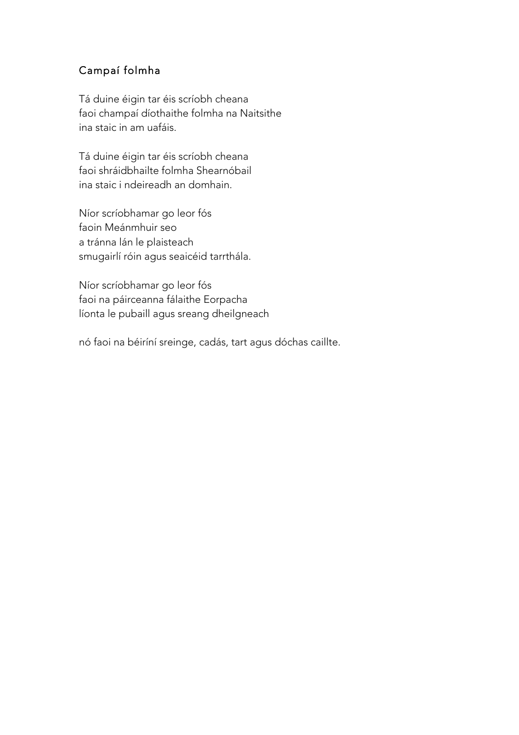## Campaí folmha

Tá duine éigin tar éis scríobh cheana
faoi champaí díothaithe folmha na Naitsithe
ina staic in am uafáis.

Tá duine éigin tar éis scríobh cheana
faoi shráidbhailte folmha Shearnóbail
ina staic i ndeireadh an domhain.

Níor scríobhamar go leor fós
faoin Meánmhuir seo
a tránna lán le plaisteach
smugairlí róin agus seaicéid tarrthála.

Níor scríobhamar go leor fós
faoi na páirceanna fálaithe Eorpacha
líonta le pubaill agus sreang dheilgneach

nó faoi na béiríní sreinge, cadás, tart agus dóchas caillte.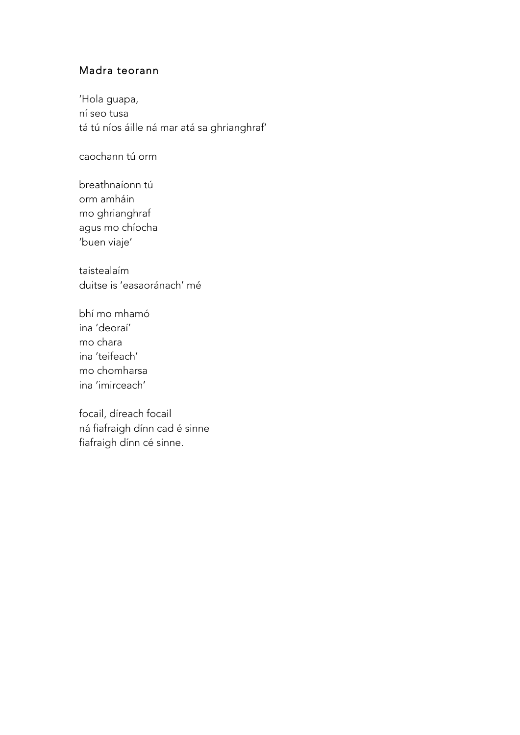## Madra teorann

'Hola guapa,  
ní seo tusa  
tá tú níos áille ná mar atá sa ghrianghraf'

caochann tú orm

breathnaíonn tú  
orm amháin  
mo ghrianghraf  
agus mo chíocha  
'buen viaje'

taistealaím  
duitse is 'easaoránach' mé

bhí mo mhamó  
ina 'deoraí'  
mo chara  
ina 'teifeach'  
mo chomharsa  
ina 'imirceach'

focail, díreach focail  
ná fiafraigh dínn cad é sinne  
fiafraigh dínn cé sinne.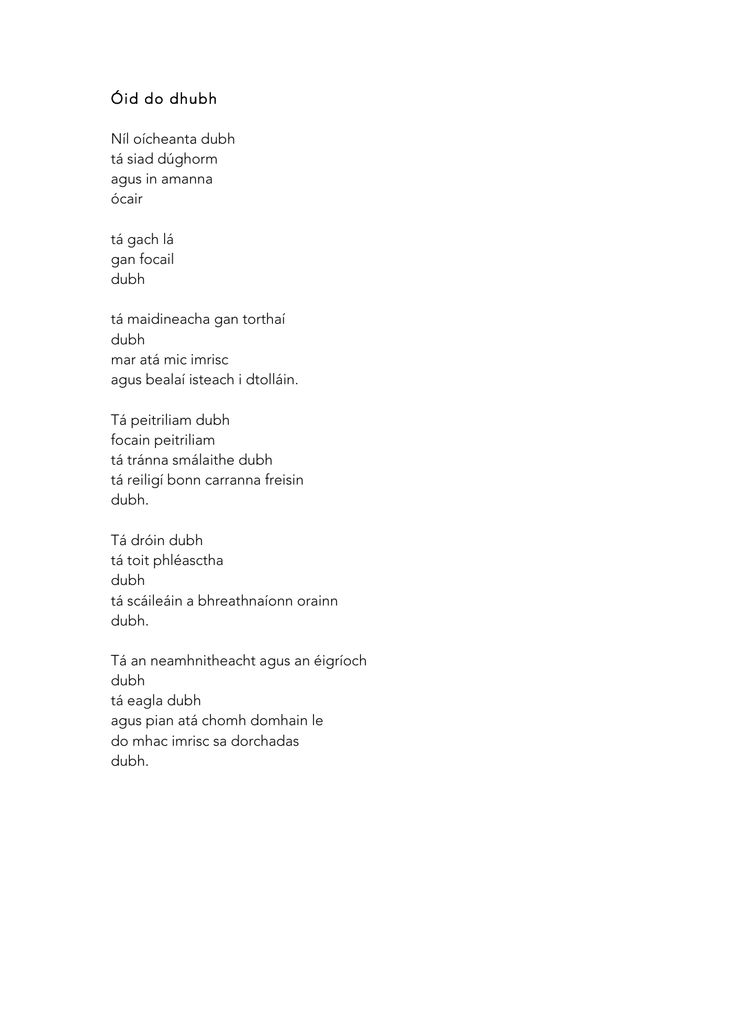## Óid do dhubh

Níl oícheanta dubh  
tá siad dúghorm  
agus in amanna  
ócair

tá gach lá  
gan focail  
dubh

tá maidineacha gan torthaí  
dubh  
mar atá mic imrisc  
agus bealaí isteach i dtolláin.

Tá peitriliam dubh  
focain peitriliam  
tá tránna smálaithe dubh  
tá reiligí bonn carranna freisin  
dubh.

Tá dróin dubh  
tá toit phléasctha  
dubh  
tá scáileáin a bhreathnaíonn orainn  
dubh.

Tá an neamhnitheacht agus an éigríoch  
dubh  
tá eagla dubh  
agus pian atá chomh domhain le  
do mhac imrisc sa dorchadas  
dubh.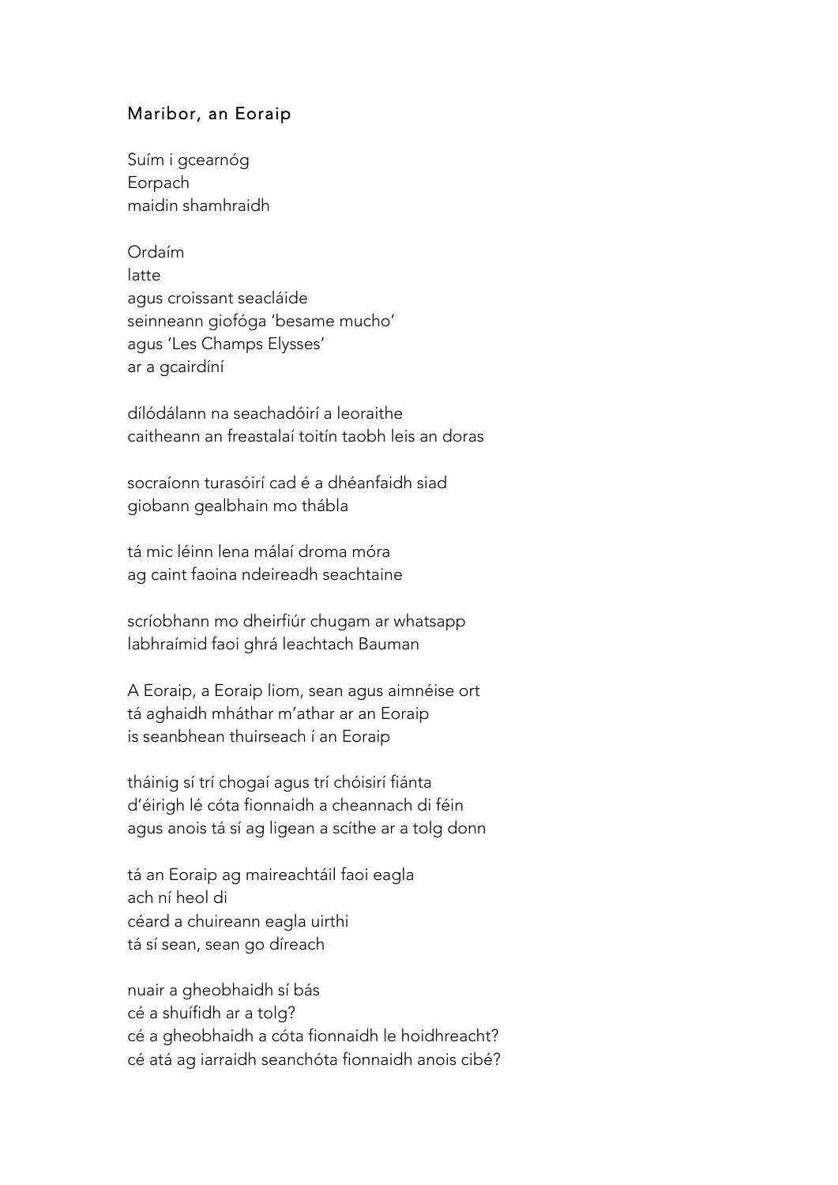## Maribor, an Eoraip

Suím i gcearnóg  
Eorpach  
maidin shamhraidh

Ordaím  
latte  
agus croissant seacláide  
seinneann giofóga 'besame mucho'  
agus 'Les Champs Elysses'  
ar a gcairdíní

dílódálann na seachadóirí a leoraithe  
caitheann an freastalaí toitín taobh leis an doras

socraíonn turasóirí cad é a dhéanfaidh siad  
giobann gealbhain mo thábla

tá mic léinn lena málaí droma móra  
ag caint faoina ndeireadh seachtaine

scríobhann mo dheirfiúr chugam ar whatsapp  
labhraímid faoi ghrá leachtach Bauman

A Eoraip, a Eoraip liom, sean agus aimnéise ort  
tá aghaidh mháthar m'athar ar an Eoraip  
is seanbhean thuirseach í an Eoraip

tháinig sí trí chogaí agus trí chóisirí fiánta  
d'éirigh lé cóta fionnaidh a cheannach di féin  
agus anois tá sí ag ligean a scíthe ar a tolg donn

tá an Eoraip ag maireachtáil faoi eagla  
ach ní heol di  
céard a chuireann eagla uirthi  
tá sí sean, sean go díreach

nuair a gheobhaidh sí bás  
cé a shuífidh ar a tolg?  
cé a gheobhaidh a cóta fionnaidh le hoidhreacht?  
cé atá ag iarraidh seanchóta fionnaidh anois cibé?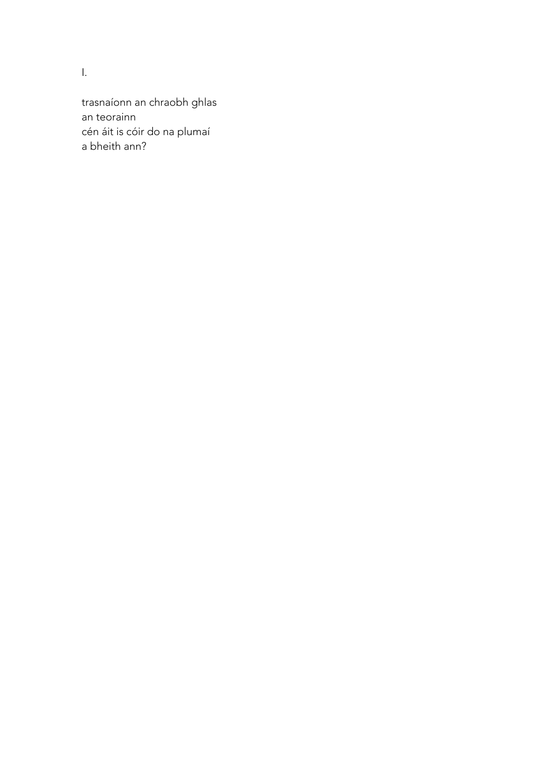I.

trasnaíonn an chraobh ghlas
an teorainn
cén áit is cóir do na plumaí
a bheith ann?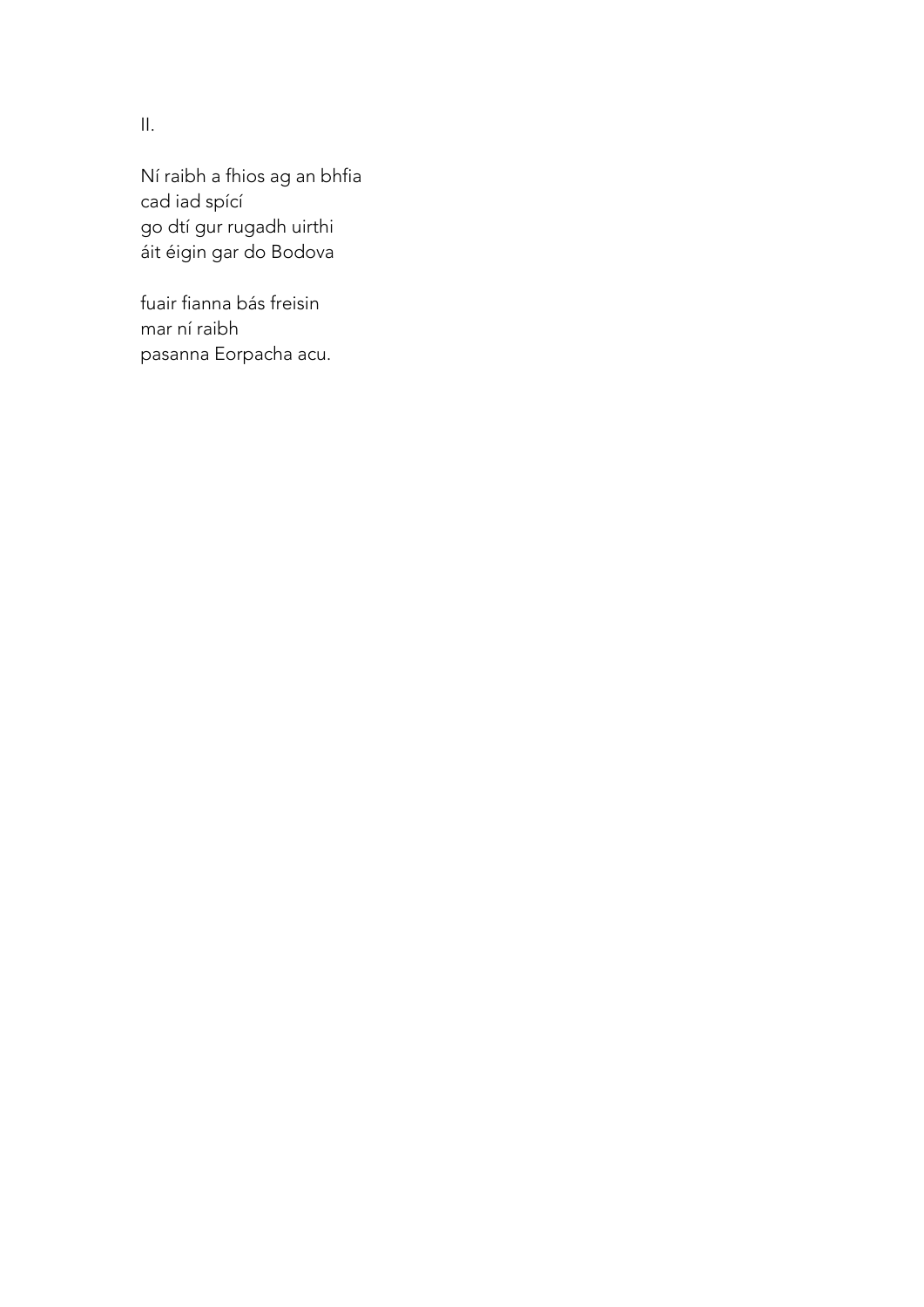II.

Ní raibh a fhios ag an bhfia  
cad iad spící  
go dtí gur rugadh uirthi  
áit éigin gar do Bodova

fuair fianna bás freisin  
mar ní raibh  
pasanna Eorpacha acu.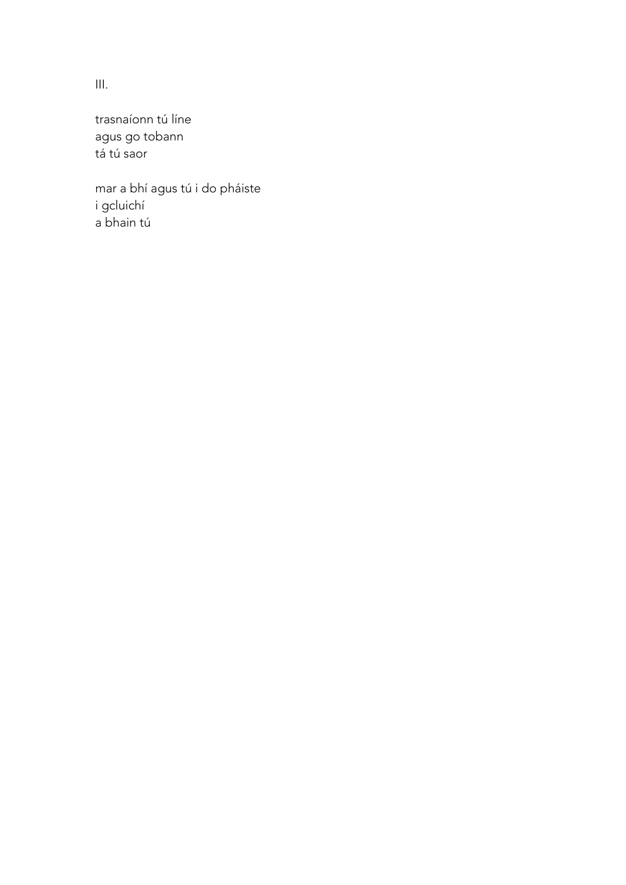III.

trasnaíonn tú líne  
agus go tobann  
tá tú saor

mar a bhí agus tú i do pháiste  
i gcluichí  
a bhain tú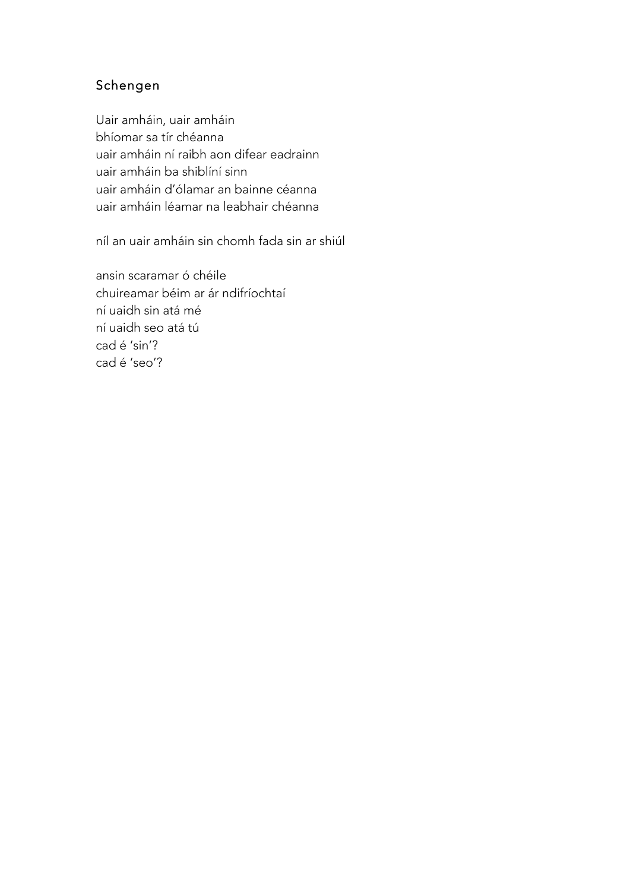## Schengen

Uair amháin, uair amháin  
bhíomar sa tír chéanna  
uair amháin ní raibh aon difear eadrainn  
uair amháin ba shiblíní sinn  
uair amháin d'ólamar an bainne céanna  
uair amháin léamar na leabhair chéanna

níl an uair amháin sin chomh fada sin ar shiúl

ansin scaramar ó chéile  
chuireamar béim ar ár ndifríochtaí  
ní uaidh sin atá mé  
ní uaidh seo atá tú  
cad é 'sin'?  
cad é 'seo'?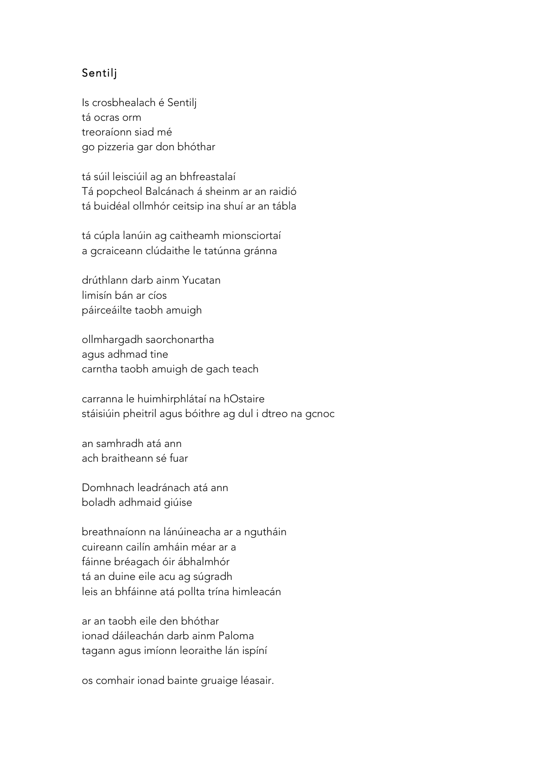## Sentilj

Is crosbhealach é Sentilj  
tá ocras orm  
treoraíonn siad mé  
go pizzeria gar don bhóthar

tá súil leisciúil ag an bhfreastalaí  
Tá popcheol Balcánach á sheinm ar an raidió  
tá buidéal ollmhór ceitsip ina shuí ar an tábla

tá cúpla lanúin ag caitheamh mionsciortaí  
a gcraiceann clúdaithe le tatúnna gránna

drúthlann darb ainm Yucatan  
limisín bán ar cíos  
páirceáilte taobh amuigh

ollmhargadh saorchonartha  
agus adhmad tine  
carntha taobh amuigh de gach teach

carranna le huimhirphlátaí na hOstaire  
stáisiúin pheitril agus bóithre ag dul i dtreo na gcnoc

an samhradh atá ann  
ach braitheann sé fuar

Domhnach leadránach atá ann  
boladh adhmaid giúise

breathnaíonn na lánúineacha ar a ngutháin  
cuireann cailín amháin méar ar a  
fáinne bréagach óir ábhalmhór  
tá an duine eile acu ag súgradh  
leis an bhfáinne atá pollta trína himleacán

ar an taobh eile den bhóthar  
ionad dáileachán darb ainm Paloma  
tagann agus imíonn leoraithe lán ispíní

os comhair ionad bainte gruaige léasair.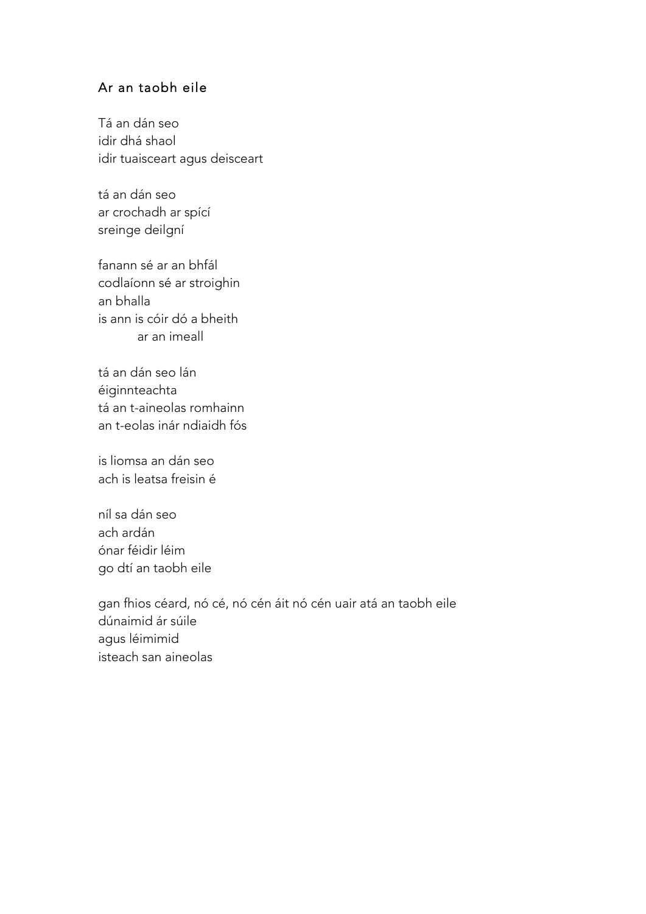## Ar an taobh eile

Tá an dán seo  
idir dhá shaol  
idir tuaisceart agus deisceart

tá an dán seo  
ar crochadh ar spící  
sreinge deilgní

fanann sé ar an bhfál  
codlaíonn sé ar stroighin  
an bhalla  
is ann is cóir dó a bheith  
&emsp;&emsp;&emsp;ar an imeall

tá an dán seo lán  
éiginnteachta  
tá an t-aineolas romhainn  
an t-eolas inár ndiaidh fós

is liomsa an dán seo  
ach is leatsa freisin é

níl sa dán seo  
ach ardán  
ónar féidir léim  
go dtí an taobh eile

gan fhios céard, nó cé, nó cén áit nó cén uair atá an taobh eile  
dúnaimid ár súile  
agus léimimid  
isteach san aineolas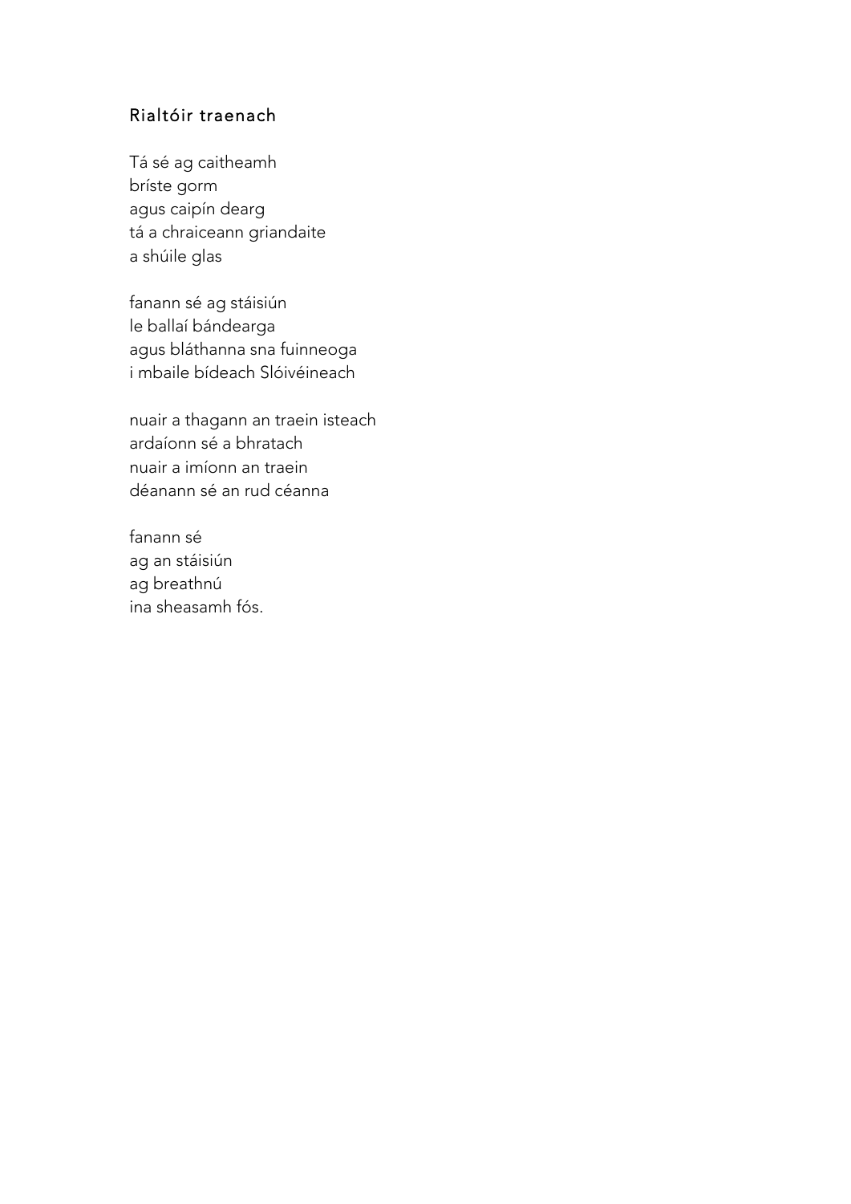## Rialtóir traenach

Tá sé ag caitheamh  
bríste gorm  
agus caipín dearg  
tá a chraiceann griandaite  
a shúile glas

fanann sé ag stáisiún  
le ballaí bándearga  
agus bláthanna sna fuinneoga  
i mbaile bídeach Slóivéineach

nuair a thagann an traein isteach  
ardaíonn sé a bhratach  
nuair a imíonn an traein  
déanann sé an rud céanna

fanann sé  
ag an stáisiún  
ag breathnú  
ina sheasamh fós.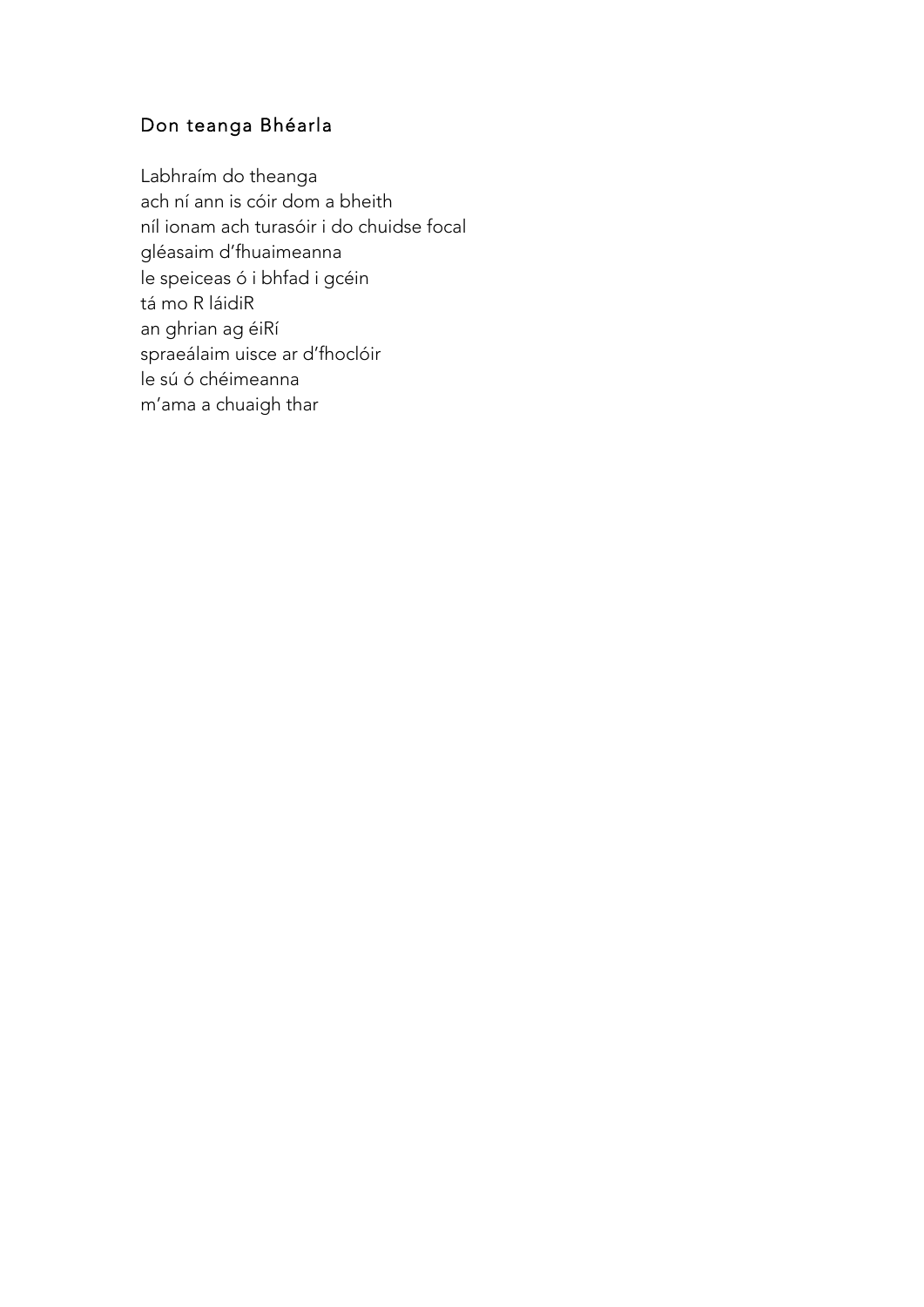## Don teanga Bhéarla

Labhraím do theanga  
ach ní ann is cóir dom a bheith  
níl ionam ach turasóir i do chuidse focal  
gléasaim d'fhuaimeanna  
le speiceas ó i bhfad i gcéin  
tá mo R láidiR  
an ghrian ag éiRí  
spraeálaim uisce ar d'fhoclóir  
le sú ó chéimeanna  
m'ama a chuaigh thar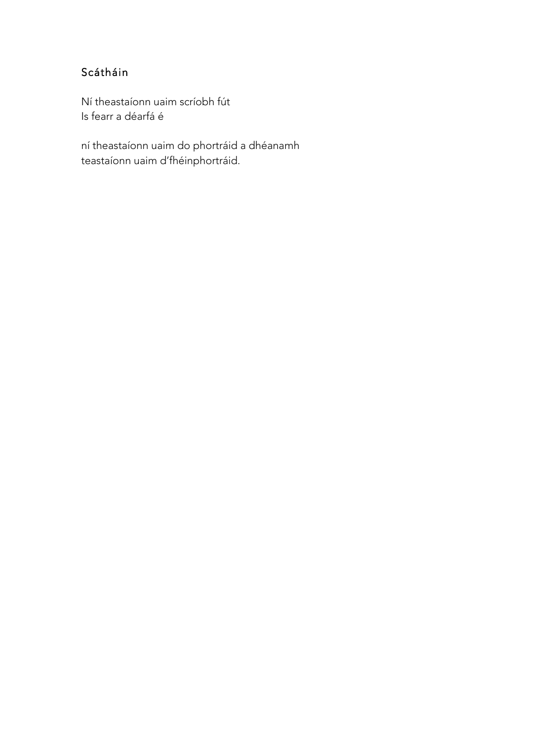## Scátháin

Ní theastaíonn uaim scríobh fút
Is fearr a déarfá é

ní theastaíonn uaim do phortráid a dhéanamh
teastaíonn uaim d'fhéinphortráid.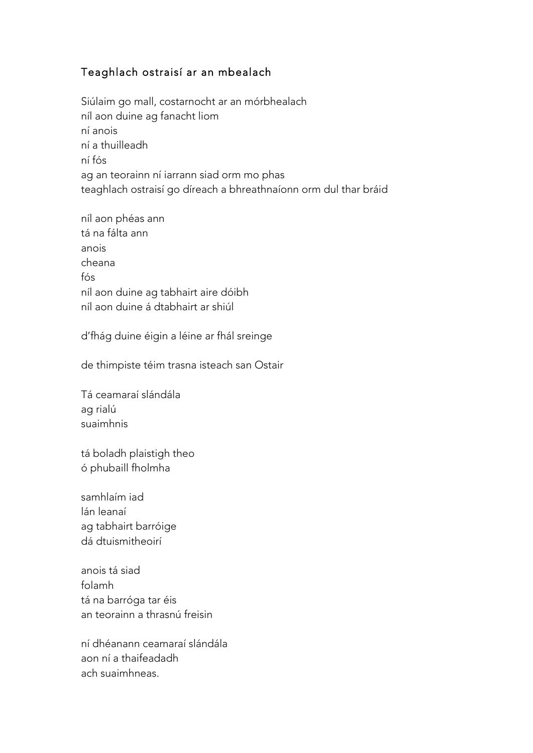## Teaghlach ostraisí ar an mbealach

Siúlaim go mall, costarnocht ar an mórbhealach  
níl aon duine ag fanacht liom  
ní anois  
ní a thuilleadh  
ní fós  
ag an teorainn ní iarrann siad orm mo phas  
teaghlach ostraisí go díreach a bhreathnaíonn orm dul thar bráid

níl aon phéas ann  
tá na fálta ann  
anois  
cheana  
fós  
níl aon duine ag tabhairt aire dóibh  
níl aon duine á dtabhairt ar shiúl

d'fhág duine éigin a léine ar fhál sreinge

de thimpiste téim trasna isteach san Ostair

Tá ceamaraí slándála  
ag rialú  
suaimhnis

tá boladh plaistigh theo  
ó phubaill fholmha

samhlaím iad  
lán leanaí  
ag tabhairt barróige  
dá dtuismitheoirí

anois tá siad  
folamh  
tá na barróga tar éis  
an teorainn a thrasnú freisin

ní dhéanann ceamaraí slándála  
aon ní a thaifeadadh  
ach suaimhneas.